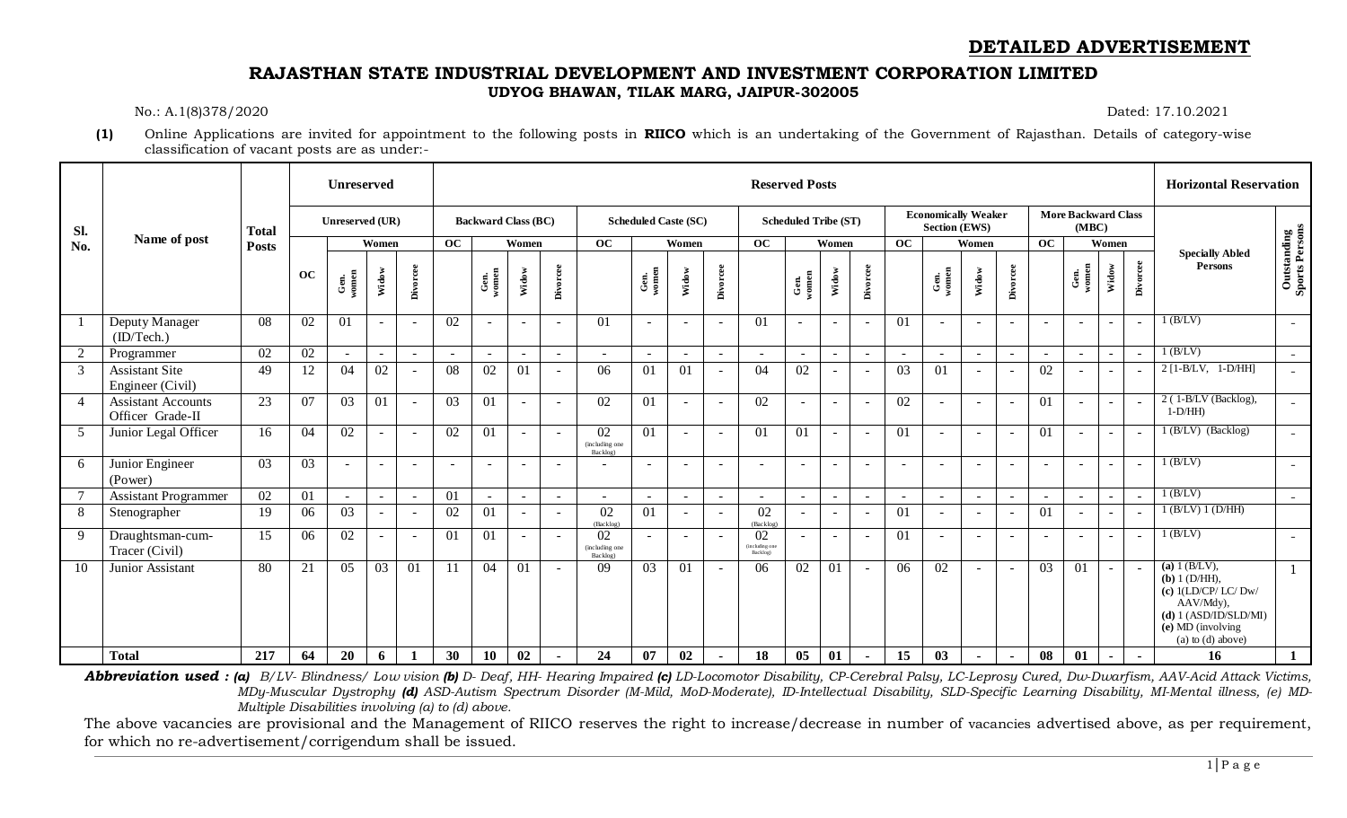**DETAILED ADVERTISEMENT**

# RAJASTHAN STATE INDUSTRIAL DEVELOPMENT AND INVESTMENT CORPORATION LIMITED

## UDYOG BHAWAN, TILAK MARG, JAIPUR-302005

No.: A.1(8)378/2020 Dated: 17.10.2021

**(1)** Online Applications are invited for appointment to the following posts in **RIICO** which is an undertaking of the Government of Rajasthan. Details of category-wise classification of vacant posts are as under:-

| Sl. No. | Name of post | Total Posts | Unreserved | | | | Reserved Posts | | | | | | | | | | | | | | | | | | | | Horizontal Reservation | |
|---|---|---|---|---|---|---|---|---|---|---|---|---|---|---|---|---|---|---|---|---|---|---|---|---|---|---|---|---|
| | | | Unreserved (UR) | | | | Backward Class (BC) | | | | Scheduled Caste (SC) | | | | Scheduled Tribe (ST) | | | | Economically Weaker Section (EWS) | | | | More Backward Class (MBC) | | | | Specially Abled Persons | Outstanding Sports Persons |
| | | | OC | Women | | | OC | Women | | | OC | Women | | | OC | Women | | | OC | Women | | | OC | Women | | | | |
| | | | | Gen. women | Widow | Divorcee | | Gen. women | Widow | Divorcee | | Gen. women | Widow | Divorcee | | Gen. women | Widow | Divorcee | | Gen. women | Widow | Divorcee | | Gen. women | Widow | Divorcee | | |
| 1 | Deputy Manager (ID/Tech.) | 08 | 02 | 01 | - | - | 02 | - | - | - | 01 | - | - | - | 01 | - | - | - | 01 | - | - | - | - | - | - | - | 1 (B/LV) | - |
| 2 | Programmer | 02 | 02 | - | - | - | - | - | - | - | - | - | - | - | - | - | - | - | - | - | - | - | - | - | - | - | 1 (B/LV) | - |
| 3 | Assistant Site Engineer (Civil) | 49 | 12 | 04 | 02 | - | 08 | 02 | 01 | - | 06 | 01 | 01 | - | 04 | 02 | - | - | 03 | 01 | - | - | 02 | - | - | - | 2 [1-B/LV, 1-D/HH] | - |
| 4 | Assistant Accounts Officer Grade-II | 23 | 07 | 03 | 01 | - | 03 | 01 | - | - | 02 | 01 | - | - | 02 | - | - | - | 02 | - | - | - | 01 | - | - | - | 2 ( 1-B/LV (Backlog), 1-D/HH) | - |
| 5 | Junior Legal Officer | 16 | 04 | 02 | - | - | 02 | 01 | - | - | 02 (including one Backlog) | 01 | - | - | 01 | 01 | - | - | 01 | - | - | - | 01 | - | - | - | 1 (B/LV) (Backlog) | - |
| 6 | Junior Engineer (Power) | 03 | 03 | - | - | - | - | - | - | - | - | - | - | - | - | - | - | - | - | - | - | - | - | - | - | - | 1 (B/LV) | - |
| 7 | Assistant Programmer | 02 | 01 | - | - | - | 01 | - | - | - | - | - | - | - | - | - | - | - | - | - | - | - | - | - | - | - | 1 (B/LV) | - |
| 8 | Stenographer | 19 | 06 | 03 | - | - | 02 | 01 | - | - | 02 (Backlog) | 01 | - | - | 02 (Backlog) | - | - | - | 01 | - | - | - | 01 | - | - | - | 1 (B/LV) 1 (D/HH) | |
| 9 | Draughtsman-cum-Tracer (Civil) | 15 | 06 | 02 | - | - | 01 | 01 | - | - | 02 (including one Backlog) | - | - | - | 02 (including one Backlog) | - | - | - | 01 | - | - | - | - | - | - | - | 1 (B/LV) | - |
| 10 | Junior Assistant | 80 | 21 | 05 | 03 | 01 | 11 | 04 | 01 | - | 09 | 03 | 01 | - | 06 | 02 | 01 | - | 06 | 02 | - | - | 03 | 01 | - | - | **(a)** 1 (B/LV), **(b)** 1 (D/HH), **(c)** 1(LD/CP/ LC/ Dw/ AAV/Mdy), **(d)** 1 (ASD/ID/SLD/MI) **(e)** MD (involving (a) to (d) above) | 1 |
| | **Total** | **217** | **64** | **20** | **6** | **1** | **30** | **10** | **02** | **-** | **24** | **07** | **02** | **-** | **18** | **05** | **01** | **-** | **15** | **03** | **-** | **-** | **08** | **01** | **-** | **-** | **16** | **1** |

***Abbreviation used : (a)*** *B/LV- Blindness/ Low vision* ***(b)*** *D- Deaf, HH- Hearing Impaired* ***(c)*** *LD-Locomotor Disability, CP-Cerebral Palsy, LC-Leprosy Cured, Dw-Dwarfism, AAV-Acid Attack Victims, MDy-Muscular Dystrophy* ***(d)*** *ASD-Autism Spectrum Disorder (M-Mild, MoD-Moderate), ID-Intellectual Disability, SLD-Specific Learning Disability, MI-Mental illness, (e) MD-Multiple Disabilities involving (a) to (d) above.*

The above vacancies are provisional and the Management of RIICO reserves the right to increase/decrease in number of vacancies advertised above, as per requirement, for which no re-advertisement/corrigendum shall be issued.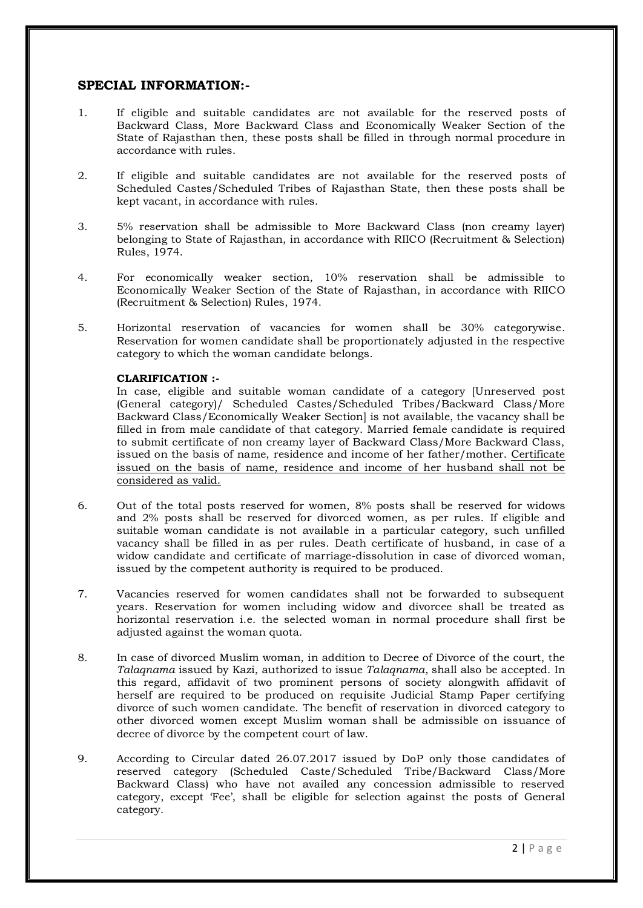## SPECIAL INFORMATION:-

1. If eligible and suitable candidates are not available for the reserved posts of Backward Class, More Backward Class and Economically Weaker Section of the State of Rajasthan then, these posts shall be filled in through normal procedure in accordance with rules.

2. If eligible and suitable candidates are not available for the reserved posts of Scheduled Castes/Scheduled Tribes of Rajasthan State, then these posts shall be kept vacant, in accordance with rules.

3. 5% reservation shall be admissible to More Backward Class (non creamy layer) belonging to State of Rajasthan, in accordance with RIICO (Recruitment & Selection) Rules, 1974.

4. For economically weaker section, 10% reservation shall be admissible to Economically Weaker Section of the State of Rajasthan, in accordance with RIICO (Recruitment & Selection) Rules, 1974.

5. Horizontal reservation of vacancies for women shall be 30% categorywise. Reservation for women candidate shall be proportionately adjusted in the respective category to which the woman candidate belongs.

   **CLARIFICATION :-**
   In case, eligible and suitable woman candidate of a category [Unreserved post (General category)/ Scheduled Castes/Scheduled Tribes/Backward Class/More Backward Class/Economically Weaker Section] is not available, the vacancy shall be filled in from male candidate of that category. Married female candidate is required to submit certificate of non creamy layer of Backward Class/More Backward Class, issued on the basis of name, residence and income of her father/mother. <u>Certificate issued on the basis of name, residence and income of her husband shall not be considered as valid.</u>

6. Out of the total posts reserved for women, 8% posts shall be reserved for widows and 2% posts shall be reserved for divorced women, as per rules. If eligible and suitable woman candidate is not available in a particular category, such unfilled vacancy shall be filled in as per rules. Death certificate of husband, in case of a widow candidate and certificate of marriage-dissolution in case of divorced woman, issued by the competent authority is required to be produced.

7. Vacancies reserved for women candidates shall not be forwarded to subsequent years. Reservation for women including widow and divorcee shall be treated as horizontal reservation i.e. the selected woman in normal procedure shall first be adjusted against the woman quota.

8. In case of divorced Muslim woman, in addition to Decree of Divorce of the court, the *Talaqnama* issued by Kazi, authorized to issue *Talaqnama,* shall also be accepted. In this regard, affidavit of two prominent persons of society alongwith affidavit of herself are required to be produced on requisite Judicial Stamp Paper certifying divorce of such women candidate. The benefit of reservation in divorced category to other divorced women except Muslim woman shall be admissible on issuance of decree of divorce by the competent court of law.

9. According to Circular dated 26.07.2017 issued by DoP only those candidates of reserved category (Scheduled Caste/Scheduled Tribe/Backward Class/More Backward Class) who have not availed any concession admissible to reserved category, except 'Fee', shall be eligible for selection against the posts of General category.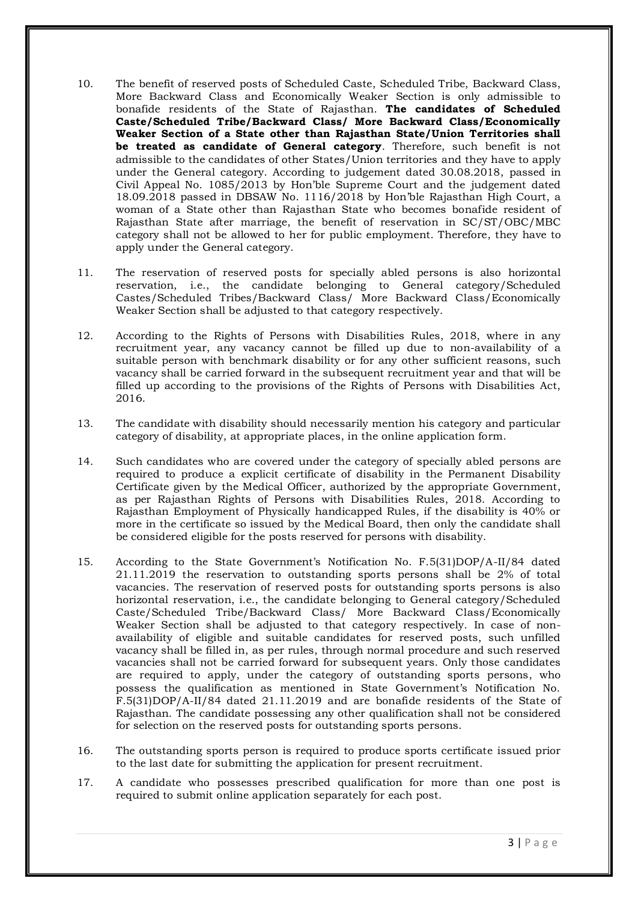10. The benefit of reserved posts of Scheduled Caste, Scheduled Tribe, Backward Class, More Backward Class and Economically Weaker Section is only admissible to bonafide residents of the State of Rajasthan. **The candidates of Scheduled Caste/Scheduled Tribe/Backward Class/ More Backward Class/Economically Weaker Section of a State other than Rajasthan State/Union Territories shall be treated as candidate of General category**. Therefore, such benefit is not admissible to the candidates of other States/Union territories and they have to apply under the General category. According to judgement dated 30.08.2018, passed in Civil Appeal No. 1085/2013 by Hon'ble Supreme Court and the judgement dated 18.09.2018 passed in DBSAW No. 1116/2018 by Hon'ble Rajasthan High Court, a woman of a State other than Rajasthan State who becomes bonafide resident of Rajasthan State after marriage, the benefit of reservation in SC/ST/OBC/MBC category shall not be allowed to her for public employment. Therefore, they have to apply under the General category.

11. The reservation of reserved posts for specially abled persons is also horizontal reservation, i.e., the candidate belonging to General category/Scheduled Castes/Scheduled Tribes/Backward Class/ More Backward Class/Economically Weaker Section shall be adjusted to that category respectively.

12. According to the Rights of Persons with Disabilities Rules, 2018, where in any recruitment year, any vacancy cannot be filled up due to non-availability of a suitable person with benchmark disability or for any other sufficient reasons, such vacancy shall be carried forward in the subsequent recruitment year and that will be filled up according to the provisions of the Rights of Persons with Disabilities Act, 2016.

13. The candidate with disability should necessarily mention his category and particular category of disability, at appropriate places, in the online application form.

14. Such candidates who are covered under the category of specially abled persons are required to produce a explicit certificate of disability in the Permanent Disability Certificate given by the Medical Officer, authorized by the appropriate Government, as per Rajasthan Rights of Persons with Disabilities Rules, 2018. According to Rajasthan Employment of Physically handicapped Rules, if the disability is 40% or more in the certificate so issued by the Medical Board, then only the candidate shall be considered eligible for the posts reserved for persons with disability.

15. According to the State Government's Notification No. F.5(31)DOP/A-II/84 dated 21.11.2019 the reservation to outstanding sports persons shall be 2% of total vacancies. The reservation of reserved posts for outstanding sports persons is also horizontal reservation, i.e., the candidate belonging to General category/Scheduled Caste/Scheduled Tribe/Backward Class/ More Backward Class/Economically Weaker Section shall be adjusted to that category respectively. In case of non-availability of eligible and suitable candidates for reserved posts, such unfilled vacancy shall be filled in, as per rules, through normal procedure and such reserved vacancies shall not be carried forward for subsequent years. Only those candidates are required to apply, under the category of outstanding sports persons, who possess the qualification as mentioned in State Government's Notification No. F.5(31)DOP/A-II/84 dated 21.11.2019 and are bonafide residents of the State of Rajasthan. The candidate possessing any other qualification shall not be considered for selection on the reserved posts for outstanding sports persons.

16. The outstanding sports person is required to produce sports certificate issued prior to the last date for submitting the application for present recruitment.

17. A candidate who possesses prescribed qualification for more than one post is required to submit online application separately for each post.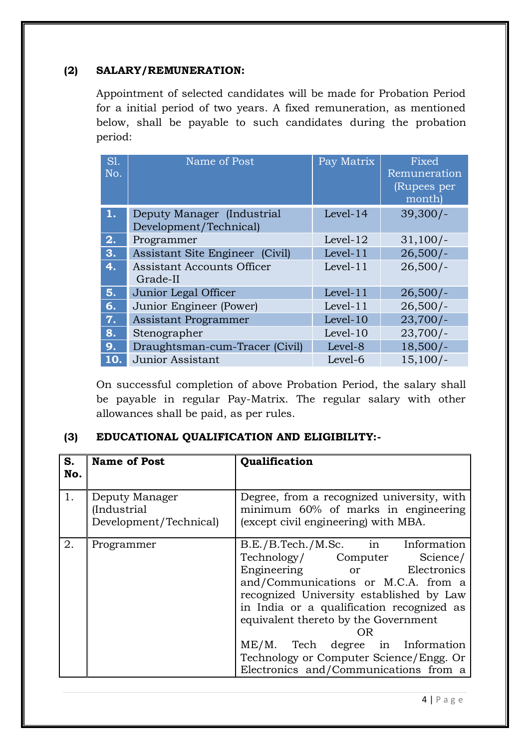**(2) SALARY/REMUNERATION:**

Appointment of selected candidates will be made for Probation Period for a initial period of two years. A fixed remuneration, as mentioned below, shall be payable to such candidates during the probation period:

| Sl. No. | Name of Post | Pay Matrix | Fixed Remuneration (Rupees per month) |
|---|---|---|---|
| **1.** | Deputy Manager (Industrial Development/Technical) | Level-14 | 39,300/- |
| **2.** | Programmer | Level-12 | 31,100/- |
| **3.** | Assistant Site Engineer (Civil) | Level-11 | 26,500/- |
| **4.** | Assistant Accounts Officer Grade-II | Level-11 | 26,500/- |
| **5.** | Junior Legal Officer | Level-11 | 26,500/- |
| **6.** | Junior Engineer (Power) | Level-11 | 26,500/- |
| **7.** | Assistant Programmer | Level-10 | 23,700/- |
| **8.** | Stenographer | Level-10 | 23,700/- |
| **9.** | Draughtsman-cum-Tracer (Civil) | Level-8 | 18,500/- |
| **10.** | Junior Assistant | Level-6 | 15,100/- |

On successful completion of above Probation Period, the salary shall be payable in regular Pay-Matrix. The regular salary with other allowances shall be paid, as per rules.

**(3) EDUCATIONAL QUALIFICATION AND ELIGIBILITY:-**

| S. No. | Name of Post | Qualification |
|---|---|---|
| 1. | Deputy Manager (Industrial Development/Technical) | Degree, from a recognized university, with minimum 60% of marks in engineering (except civil engineering) with MBA. |
| 2. | Programmer | B.E./B.Tech./M.Sc. in Information Technology/ Computer Science/ Engineering or Electronics and/Communications or M.C.A. from a recognized University established by Law in India or a qualification recognized as equivalent thereto by the Government<br>OR<br>ME/M. Tech degree in Information Technology or Computer Science/Engg. Or Electronics and/Communications from a |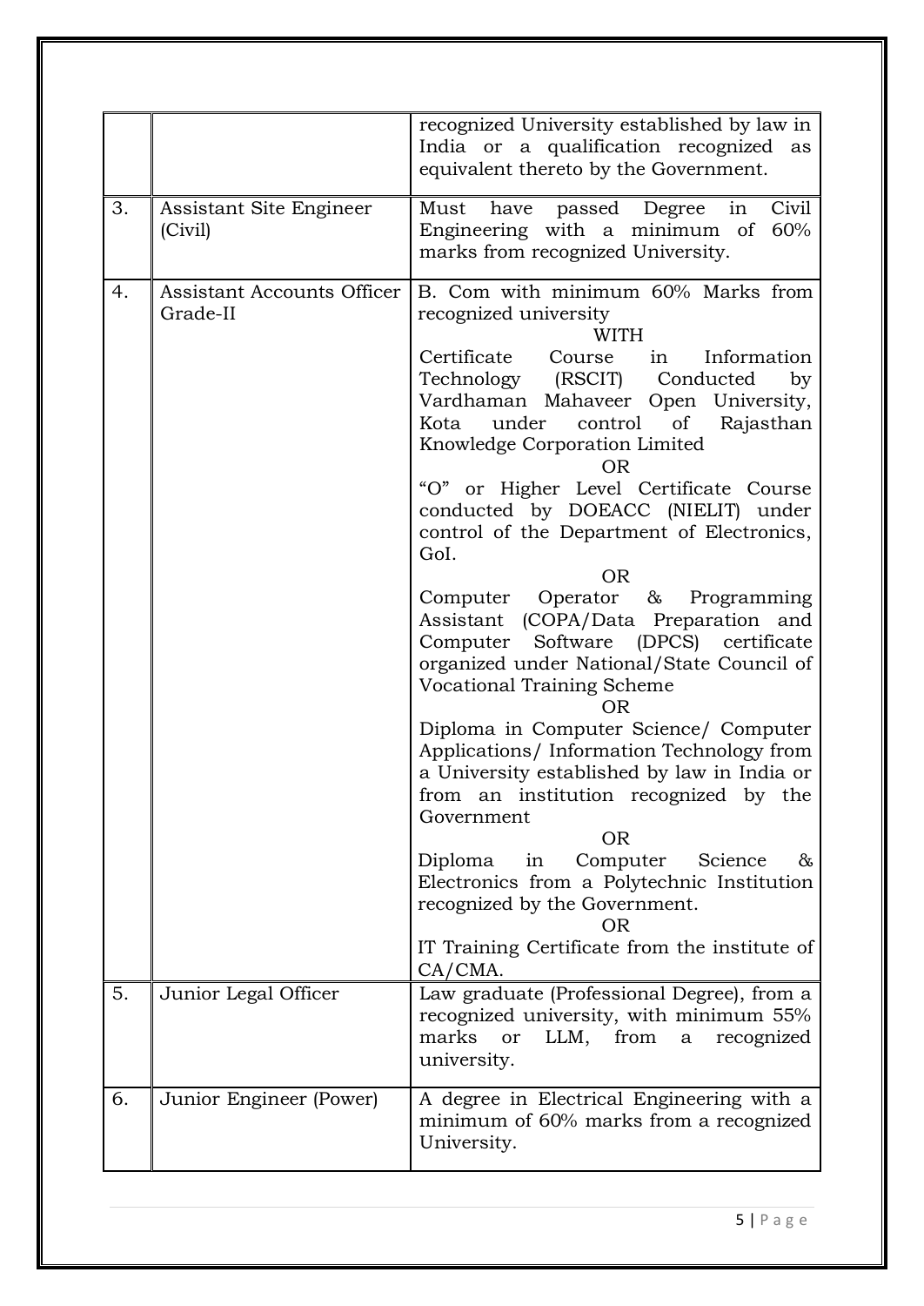| | | |
|---|---|---|
| | | recognized University established by law in India or a qualification recognized as equivalent thereto by the Government. |
| 3. | Assistant Site Engineer (Civil) | Must have passed Degree in Civil Engineering with a minimum of 60% marks from recognized University. |
| 4. | Assistant Accounts Officer Grade-II | B. Com with minimum 60% Marks from recognized university<br>WITH<br>Certificate Course in Information Technology (RSCIT) Conducted by Vardhaman Mahaveer Open University, Kota under control of Rajasthan Knowledge Corporation Limited<br>OR<br>"O" or Higher Level Certificate Course conducted by DOEACC (NIELIT) under control of the Department of Electronics, GoI.<br>OR<br>Computer Operator & Programming Assistant (COPA/Data Preparation and Computer Software (DPCS) certificate organized under National/State Council of Vocational Training Scheme<br>OR<br>Diploma in Computer Science/ Computer Applications/ Information Technology from a University established by law in India or from an institution recognized by the Government<br>OR<br>Diploma in Computer Science & Electronics from a Polytechnic Institution recognized by the Government.<br>OR<br>IT Training Certificate from the institute of CA/CMA. |
| 5. | Junior Legal Officer | Law graduate (Professional Degree), from a recognized university, with minimum 55% marks or LLM, from a recognized university. |
| 6. | Junior Engineer (Power) | A degree in Electrical Engineering with a minimum of 60% marks from a recognized University. |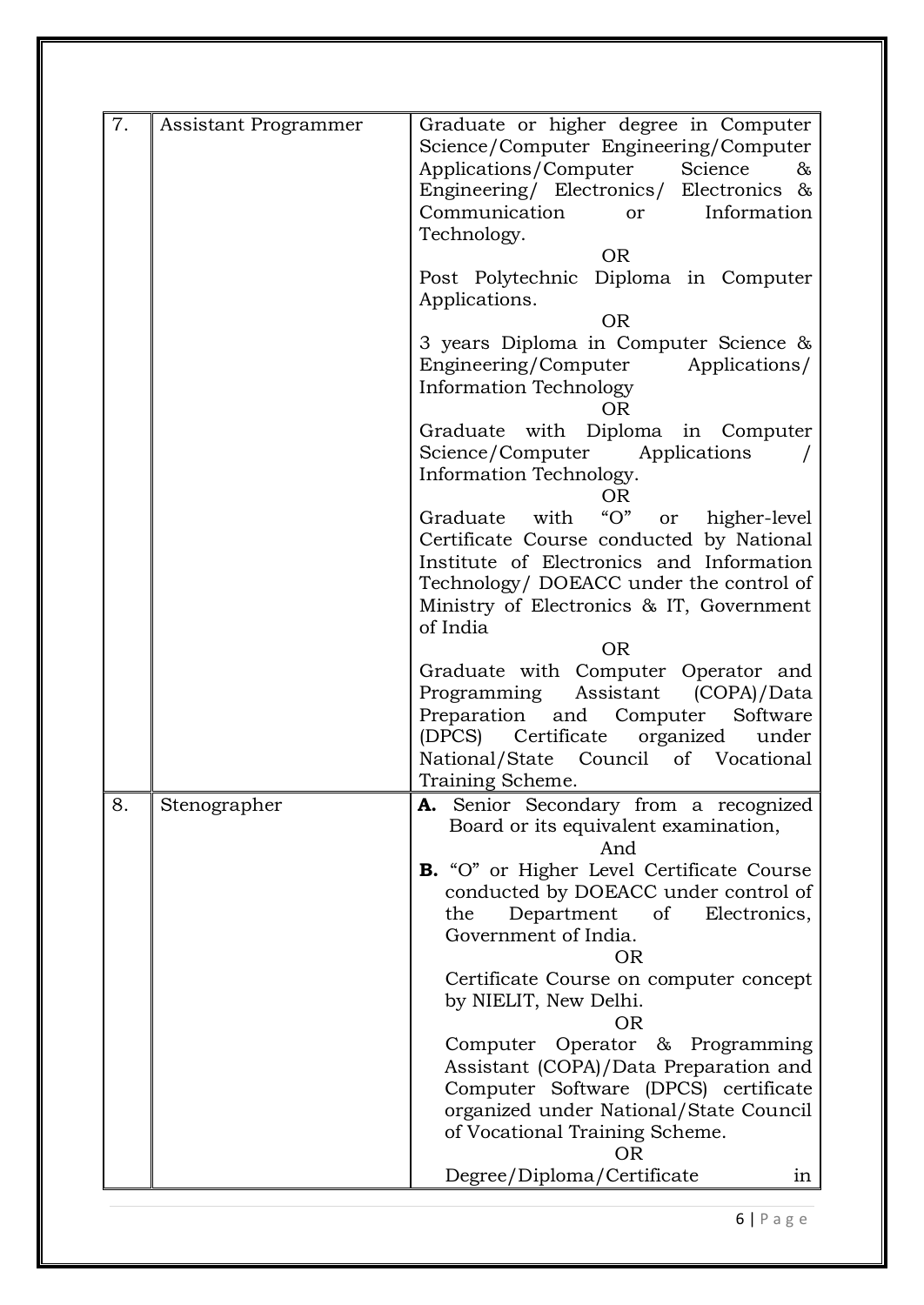| 7. | Assistant Programmer | Graduate or higher degree in Computer Science/Computer Engineering/Computer Applications/Computer Science & Engineering/ Electronics/ Electronics & Communication or Information Technology.<br>OR<br>Post Polytechnic Diploma in Computer Applications.<br>OR<br>3 years Diploma in Computer Science & Engineering/Computer Applications/ Information Technology<br>OR<br>Graduate with Diploma in Computer Science/Computer Applications / Information Technology.<br>OR<br>Graduate with "O" or higher-level Certificate Course conducted by National Institute of Electronics and Information Technology/ DOEACC under the control of Ministry of Electronics & IT, Government of India<br>OR<br>Graduate with Computer Operator and Programming Assistant (COPA)/Data Preparation and Computer Software (DPCS) Certificate organized under National/State Council of Vocational Training Scheme. |
|---|---|---|
| 8. | Stenographer | **A.** Senior Secondary from a recognized Board or its equivalent examination,<br>And<br>**B.** "O" or Higher Level Certificate Course conducted by DOEACC under control of the Department of Electronics, Government of India.<br>OR<br>Certificate Course on computer concept by NIELIT, New Delhi.<br>OR<br>Computer Operator & Programming Assistant (COPA)/Data Preparation and Computer Software (DPCS) certificate organized under National/State Council of Vocational Training Scheme.<br>OR<br>Degree/Diploma/Certificate in |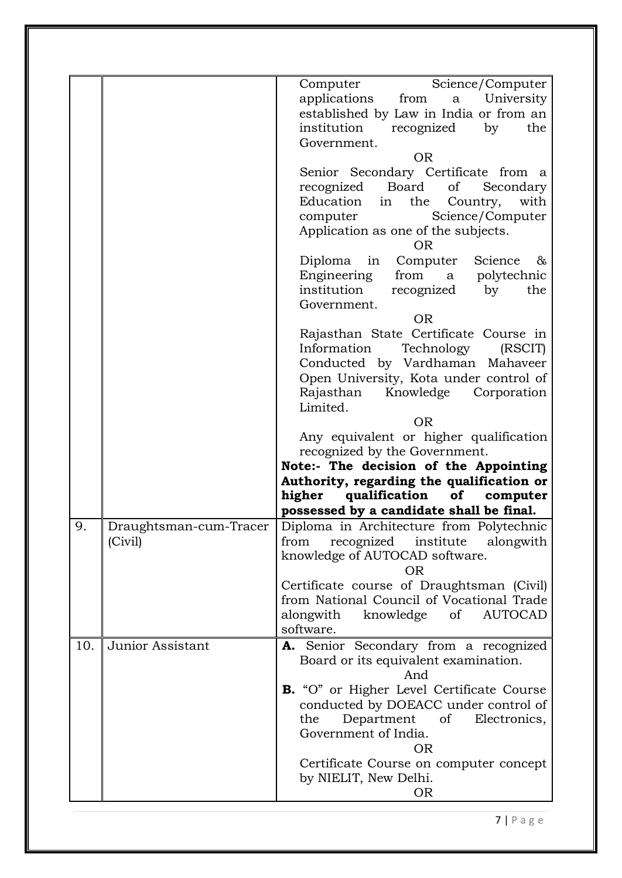| | | |
|---|---|---|
| | | Computer Science/Computer applications from a University established by Law in India or from an institution recognized by the Government.<br>OR<br>Senior Secondary Certificate from a recognized Board of Secondary Education in the Country, with computer Science/Computer Application as one of the subjects.<br>OR<br>Diploma in Computer Science & Engineering from a polytechnic institution recognized by the Government.<br>OR<br>Rajasthan State Certificate Course in Information Technology (RSCIT) Conducted by Vardhaman Mahaveer Open University, Kota under control of Rajasthan Knowledge Corporation Limited.<br>OR<br>Any equivalent or higher qualification recognized by the Government.<br>**Note:- The decision of the Appointing Authority, regarding the qualification or higher qualification of computer possessed by a candidate shall be final.** |
| 9. | Draughtsman-cum-Tracer (Civil) | Diploma in Architecture from Polytechnic from recognized institute alongwith knowledge of AUTOCAD software.<br>OR<br>Certificate course of Draughtsman (Civil) from National Council of Vocational Trade alongwith knowledge of AUTOCAD software. |
| 10. | Junior Assistant | **A.** Senior Secondary from a recognized Board or its equivalent examination.<br>And<br>**B.** "O" or Higher Level Certificate Course conducted by DOEACC under control of the Department of Electronics, Government of India.<br>OR<br>Certificate Course on computer concept by NIELIT, New Delhi.<br>OR |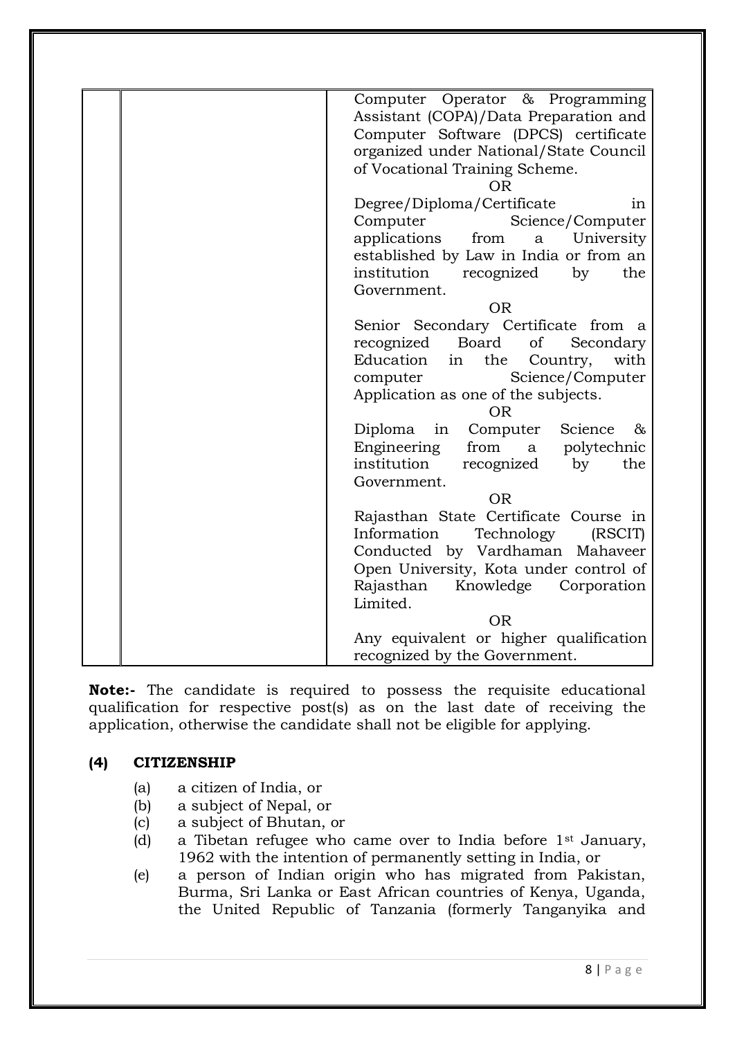| | | |
|---|---|---|
| | | Computer Operator & Programming Assistant (COPA)/Data Preparation and Computer Software (DPCS) certificate organized under National/State Council of Vocational Training Scheme.<br>OR<br>Degree/Diploma/Certificate in Computer Science/Computer applications from a University established by Law in India or from an institution recognized by the Government.<br>OR<br>Senior Secondary Certificate from a recognized Board of Secondary Education in the Country, with computer Science/Computer Application as one of the subjects.<br>OR<br>Diploma in Computer Science & Engineering from a polytechnic institution recognized by the Government.<br>OR<br>Rajasthan State Certificate Course in Information Technology (RSCIT) Conducted by Vardhaman Mahaveer Open University, Kota under control of Rajasthan Knowledge Corporation Limited.<br>OR<br>Any equivalent or higher qualification recognized by the Government. |

**Note:-** The candidate is required to possess the requisite educational qualification for respective post(s) as on the last date of receiving the application, otherwise the candidate shall not be eligible for applying.

### (4) CITIZENSHIP

- (a) a citizen of India, or
- (b) a subject of Nepal, or
- (c) a subject of Bhutan, or
- (d) a Tibetan refugee who came over to India before 1st January, 1962 with the intention of permanently setting in India, or
- (e) a person of Indian origin who has migrated from Pakistan, Burma, Sri Lanka or East African countries of Kenya, Uganda, the United Republic of Tanzania (formerly Tanganyika and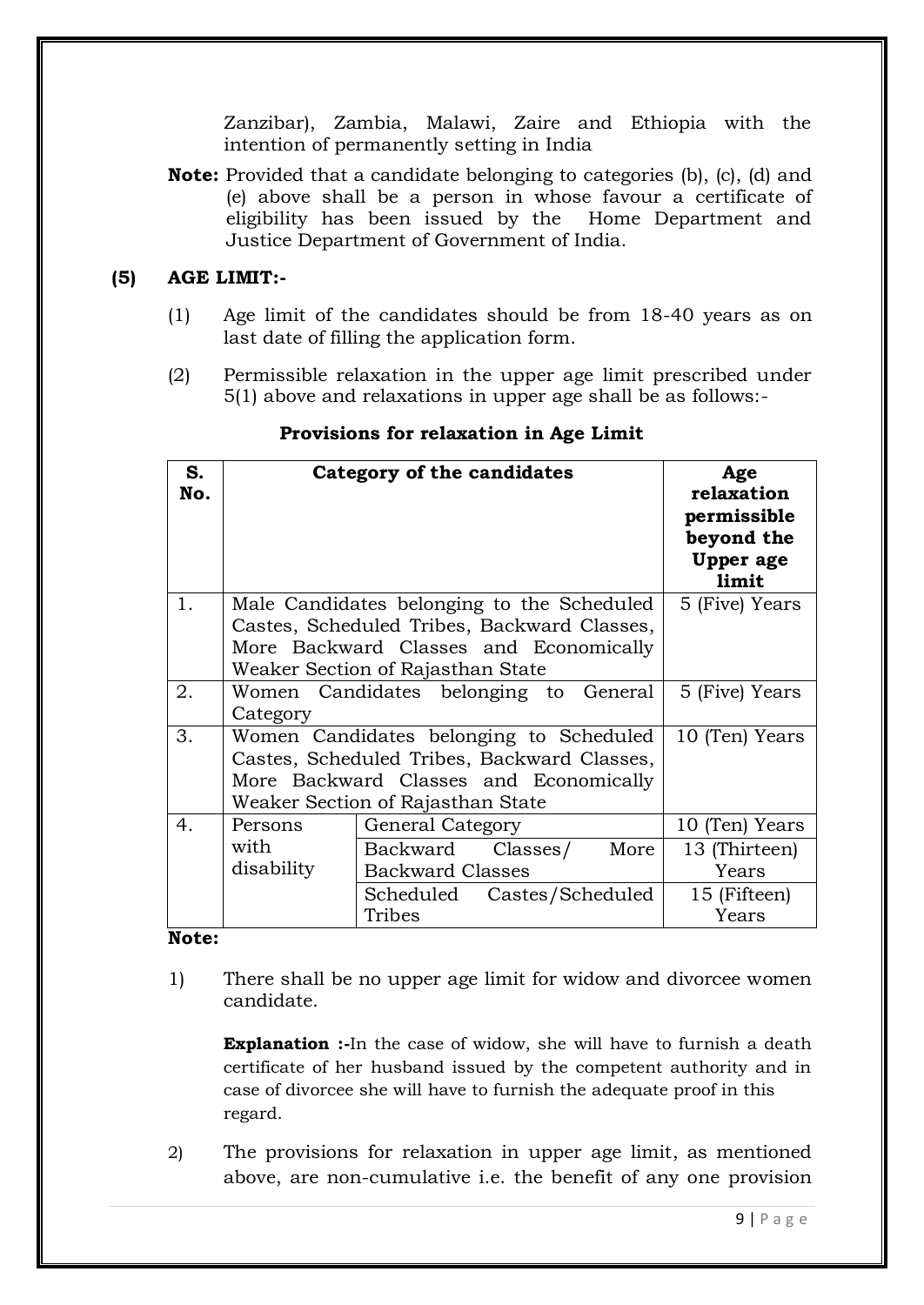Zanzibar), Zambia, Malawi, Zaire and Ethiopia with the intention of permanently setting in India

**Note:** Provided that a candidate belonging to categories (b), (c), (d) and (e) above shall be a person in whose favour a certificate of eligibility has been issued by the Home Department and Justice Department of Government of India.

**(5) AGE LIMIT:-**

(1) Age limit of the candidates should be from 18-40 years as on last date of filling the application form.

(2) Permissible relaxation in the upper age limit prescribed under 5(1) above and relaxations in upper age shall be as follows:-

**Provisions for relaxation in Age Limit**

| S. No. | Category of the candidates | | Age relaxation permissible beyond the Upper age limit |
|---|---|---|---|
| 1. | Male Candidates belonging to the Scheduled Castes, Scheduled Tribes, Backward Classes, More Backward Classes and Economically Weaker Section of Rajasthan State | | 5 (Five) Years |
| 2. | Women Candidates belonging to General Category | | 5 (Five) Years |
| 3. | Women Candidates belonging to Scheduled Castes, Scheduled Tribes, Backward Classes, More Backward Classes and Economically Weaker Section of Rajasthan State | | 10 (Ten) Years |
| 4. | Persons with disability | General Category | 10 (Ten) Years |
| | | Backward Classes/ More Backward Classes | 13 (Thirteen) Years |
| | | Scheduled Castes/Scheduled Tribes | 15 (Fifteen) Years |

**Note:**

1) There shall be no upper age limit for widow and divorcee women candidate.

**Explanation :-**In the case of widow, she will have to furnish a death certificate of her husband issued by the competent authority and in case of divorcee she will have to furnish the adequate proof in this regard.

2) The provisions for relaxation in upper age limit, as mentioned above, are non-cumulative i.e. the benefit of any one provision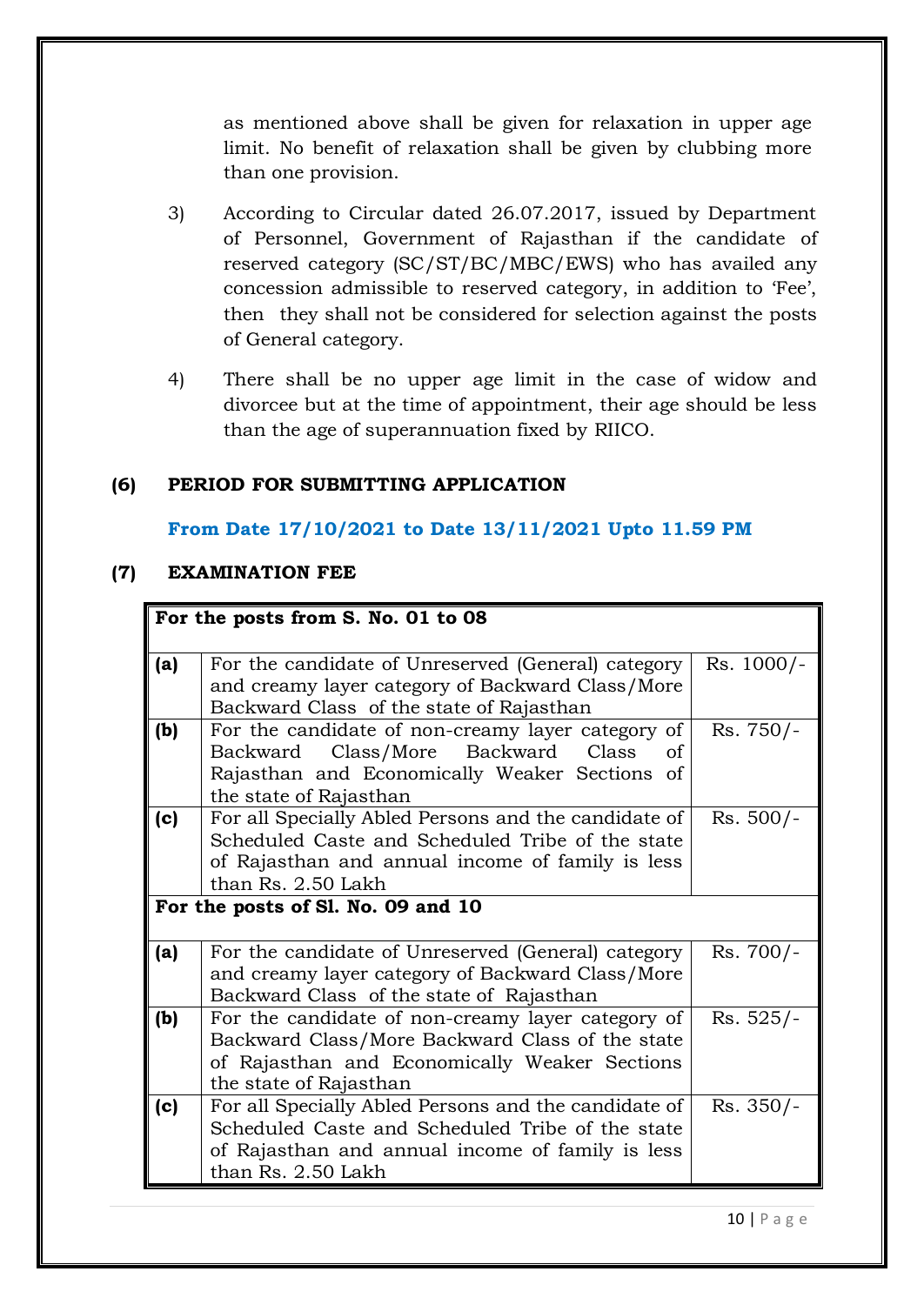as mentioned above shall be given for relaxation in upper age limit. No benefit of relaxation shall be given by clubbing more than one provision.

3) According to Circular dated 26.07.2017, issued by Department of Personnel, Government of Rajasthan if the candidate of reserved category (SC/ST/BC/MBC/EWS) who has availed any concession admissible to reserved category, in addition to 'Fee', then they shall not be considered for selection against the posts of General category.

4) There shall be no upper age limit in the case of widow and divorcee but at the time of appointment, their age should be less than the age of superannuation fixed by RIICO.

## (6) PERIOD FOR SUBMITTING APPLICATION

**From Date 17/10/2021 to Date 13/11/2021 Upto 11.59 PM**

## (7) EXAMINATION FEE

| **For the posts from S. No. 01 to 08** | | |
|---|---|---|
| **(a)** | For the candidate of Unreserved (General) category and creamy layer category of Backward Class/More Backward Class of the state of Rajasthan | Rs. 1000/- |
| **(b)** | For the candidate of non-creamy layer category of Backward Class/More Backward Class of Rajasthan and Economically Weaker Sections of the state of Rajasthan | Rs. 750/- |
| **(c)** | For all Specially Abled Persons and the candidate of Scheduled Caste and Scheduled Tribe of the state of Rajasthan and annual income of family is less than Rs. 2.50 Lakh | Rs. 500/- |
| **For the posts of Sl. No. 09 and 10** | | |
| **(a)** | For the candidate of Unreserved (General) category and creamy layer category of Backward Class/More Backward Class of the state of Rajasthan | Rs. 700/- |
| **(b)** | For the candidate of non-creamy layer category of Backward Class/More Backward Class of the state of Rajasthan and Economically Weaker Sections the state of Rajasthan | Rs. 525/- |
| **(c)** | For all Specially Abled Persons and the candidate of Scheduled Caste and Scheduled Tribe of the state of Rajasthan and annual income of family is less than Rs. 2.50 Lakh | Rs. 350/- |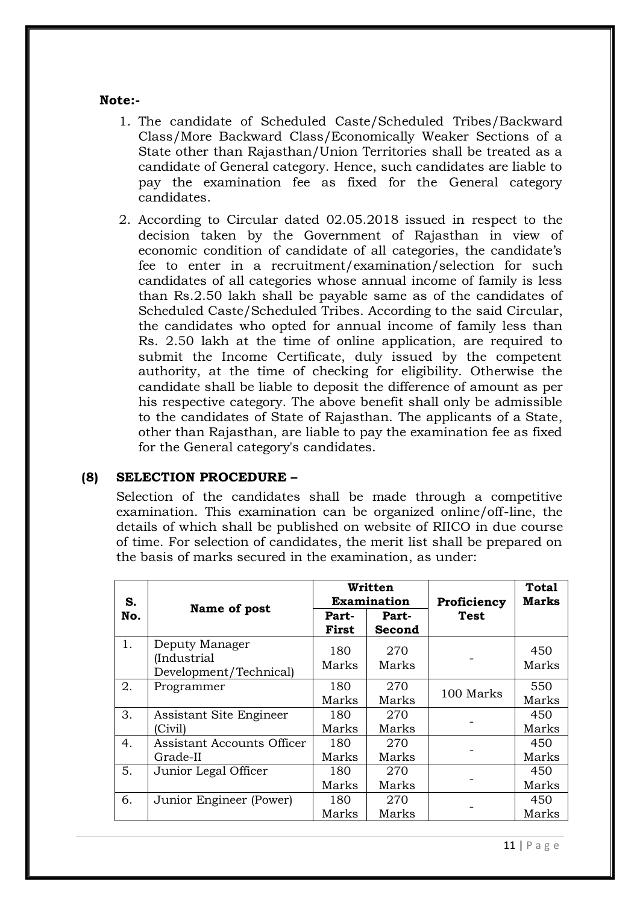**Note:-**

1. The candidate of Scheduled Caste/Scheduled Tribes/Backward Class/More Backward Class/Economically Weaker Sections of a State other than Rajasthan/Union Territories shall be treated as a candidate of General category. Hence, such candidates are liable to pay the examination fee as fixed for the General category candidates.
2. According to Circular dated 02.05.2018 issued in respect to the decision taken by the Government of Rajasthan in view of economic condition of candidate of all categories, the candidate's fee to enter in a recruitment/examination/selection for such candidates of all categories whose annual income of family is less than Rs.2.50 lakh shall be payable same as of the candidates of Scheduled Caste/Scheduled Tribes. According to the said Circular, the candidates who opted for annual income of family less than Rs. 2.50 lakh at the time of online application, are required to submit the Income Certificate, duly issued by the competent authority, at the time of checking for eligibility. Otherwise the candidate shall be liable to deposit the difference of amount as per his respective category. The above benefit shall only be admissible to the candidates of State of Rajasthan. The applicants of a State, other than Rajasthan, are liable to pay the examination fee as fixed for the General category's candidates.

### (8) SELECTION PROCEDURE –

Selection of the candidates shall be made through a competitive examination. This examination can be organized online/off-line, the details of which shall be published on website of RIICO in due course of time. For selection of candidates, the merit list shall be prepared on the basis of marks secured in the examination, as under:

| S. No. | Name of post | Written Examination | | Proficiency Test | Total Marks |
|---|---|---|---|---|---|
| | | Part-First | Part-Second | | |
| 1. | Deputy Manager (Industrial Development/Technical) | 180 Marks | 270 Marks | - | 450 Marks |
| 2. | Programmer | 180 Marks | 270 Marks | 100 Marks | 550 Marks |
| 3. | Assistant Site Engineer (Civil) | 180 Marks | 270 Marks | - | 450 Marks |
| 4. | Assistant Accounts Officer Grade-II | 180 Marks | 270 Marks | - | 450 Marks |
| 5. | Junior Legal Officer | 180 Marks | 270 Marks | - | 450 Marks |
| 6. | Junior Engineer (Power) | 180 Marks | 270 Marks | - | 450 Marks |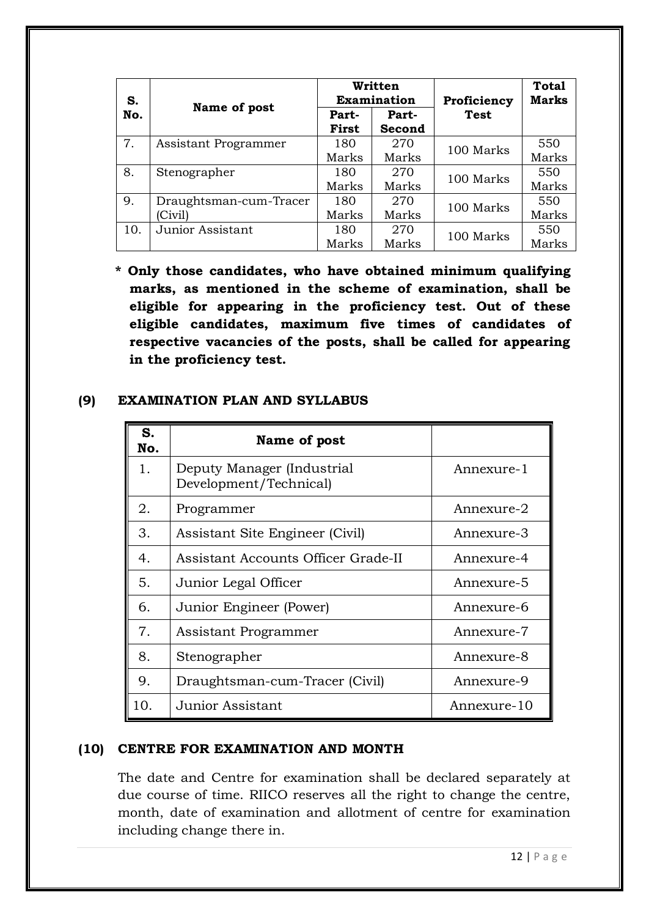| S. No. | Name of post | Written Examination | | Proficiency Test | Total Marks |
|---|---|---|---|---|---|
| | | Part-First | Part-Second | | |
| 7. | Assistant Programmer | 180 Marks | 270 Marks | 100 Marks | 550 Marks |
| 8. | Stenographer | 180 Marks | 270 Marks | 100 Marks | 550 Marks |
| 9. | Draughtsman-cum-Tracer (Civil) | 180 Marks | 270 Marks | 100 Marks | 550 Marks |
| 10. | Junior Assistant | 180 Marks | 270 Marks | 100 Marks | 550 Marks |

**\* Only those candidates, who have obtained minimum qualifying marks, as mentioned in the scheme of examination, shall be eligible for appearing in the proficiency test. Out of these eligible candidates, maximum five times of candidates of respective vacancies of the posts, shall be called for appearing in the proficiency test.**

## (9) EXAMINATION PLAN AND SYLLABUS

| S. No. | Name of post | |
|---|---|---|
| 1. | Deputy Manager (Industrial Development/Technical) | Annexure-1 |
| 2. | Programmer | Annexure-2 |
| 3. | Assistant Site Engineer (Civil) | Annexure-3 |
| 4. | Assistant Accounts Officer Grade-II | Annexure-4 |
| 5. | Junior Legal Officer | Annexure-5 |
| 6. | Junior Engineer (Power) | Annexure-6 |
| 7. | Assistant Programmer | Annexure-7 |
| 8. | Stenographer | Annexure-8 |
| 9. | Draughtsman-cum-Tracer (Civil) | Annexure-9 |
| 10. | Junior Assistant | Annexure-10 |

## (10) CENTRE FOR EXAMINATION AND MONTH

The date and Centre for examination shall be declared separately at due course of time. RIICO reserves all the right to change the centre, month, date of examination and allotment of centre for examination including change there in.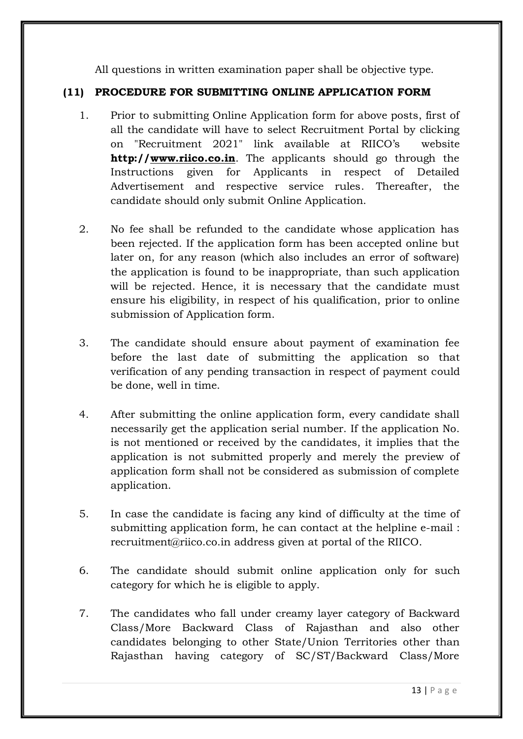All questions in written examination paper shall be objective type.

### (11) PROCEDURE FOR SUBMITTING ONLINE APPLICATION FORM

1. Prior to submitting Online Application form for above posts, first of all the candidate will have to select Recruitment Portal by clicking on "Recruitment 2021" link available at RIICO's website **http://www.riico.co.in**. The applicants should go through the Instructions given for Applicants in respect of Detailed Advertisement and respective service rules. Thereafter, the candidate should only submit Online Application.

2. No fee shall be refunded to the candidate whose application has been rejected. If the application form has been accepted online but later on, for any reason (which also includes an error of software) the application is found to be inappropriate, than such application will be rejected. Hence, it is necessary that the candidate must ensure his eligibility, in respect of his qualification, prior to online submission of Application form.

3. The candidate should ensure about payment of examination fee before the last date of submitting the application so that verification of any pending transaction in respect of payment could be done, well in time.

4. After submitting the online application form, every candidate shall necessarily get the application serial number. If the application No. is not mentioned or received by the candidates, it implies that the application is not submitted properly and merely the preview of application form shall not be considered as submission of complete application.

5. In case the candidate is facing any kind of difficulty at the time of submitting application form, he can contact at the helpline e-mail : recruitment@riico.co.in address given at portal of the RIICO.

6. The candidate should submit online application only for such category for which he is eligible to apply.

7. The candidates who fall under creamy layer category of Backward Class/More Backward Class of Rajasthan and also other candidates belonging to other State/Union Territories other than Rajasthan having category of SC/ST/Backward Class/More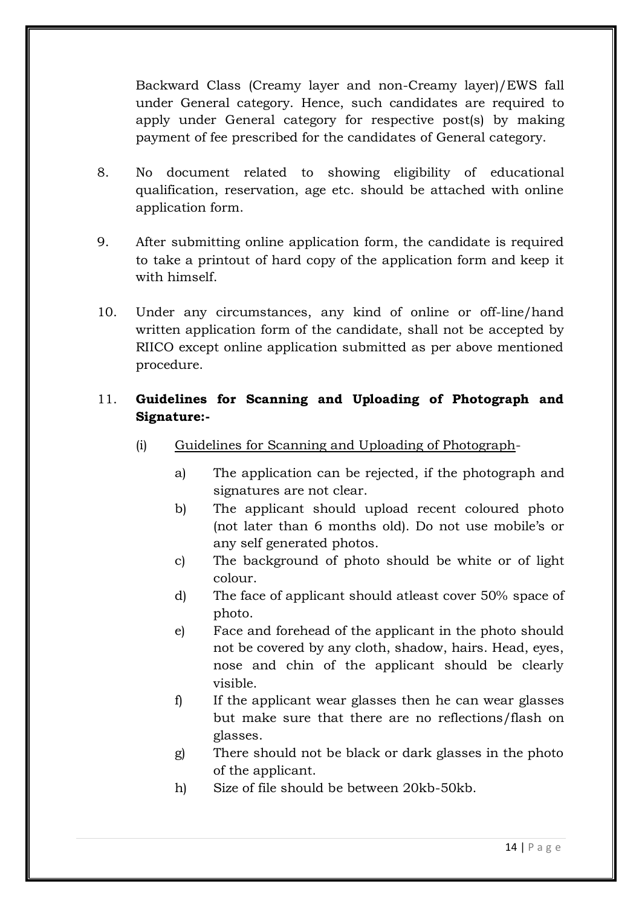Backward Class (Creamy layer and non-Creamy layer)/EWS fall under General category. Hence, such candidates are required to apply under General category for respective post(s) by making payment of fee prescribed for the candidates of General category.

8. No document related to showing eligibility of educational qualification, reservation, age etc. should be attached with online application form.

9. After submitting online application form, the candidate is required to take a printout of hard copy of the application form and keep it with himself.

10. Under any circumstances, any kind of online or off-line/hand written application form of the candidate, shall not be accepted by RIICO except online application submitted as per above mentioned procedure.

11. **Guidelines for Scanning and Uploading of Photograph and Signature:-**

    (i) <u>Guidelines for Scanning and Uploading of Photograph</u>-

    a) The application can be rejected, if the photograph and signatures are not clear.
    b) The applicant should upload recent coloured photo (not later than 6 months old). Do not use mobile's or any self generated photos.
    c) The background of photo should be white or of light colour.
    d) The face of applicant should atleast cover 50% space of photo.
    e) Face and forehead of the applicant in the photo should not be covered by any cloth, shadow, hairs. Head, eyes, nose and chin of the applicant should be clearly visible.
    f) If the applicant wear glasses then he can wear glasses but make sure that there are no reflections/flash on glasses.
    g) There should not be black or dark glasses in the photo of the applicant.
    h) Size of file should be between 20kb-50kb.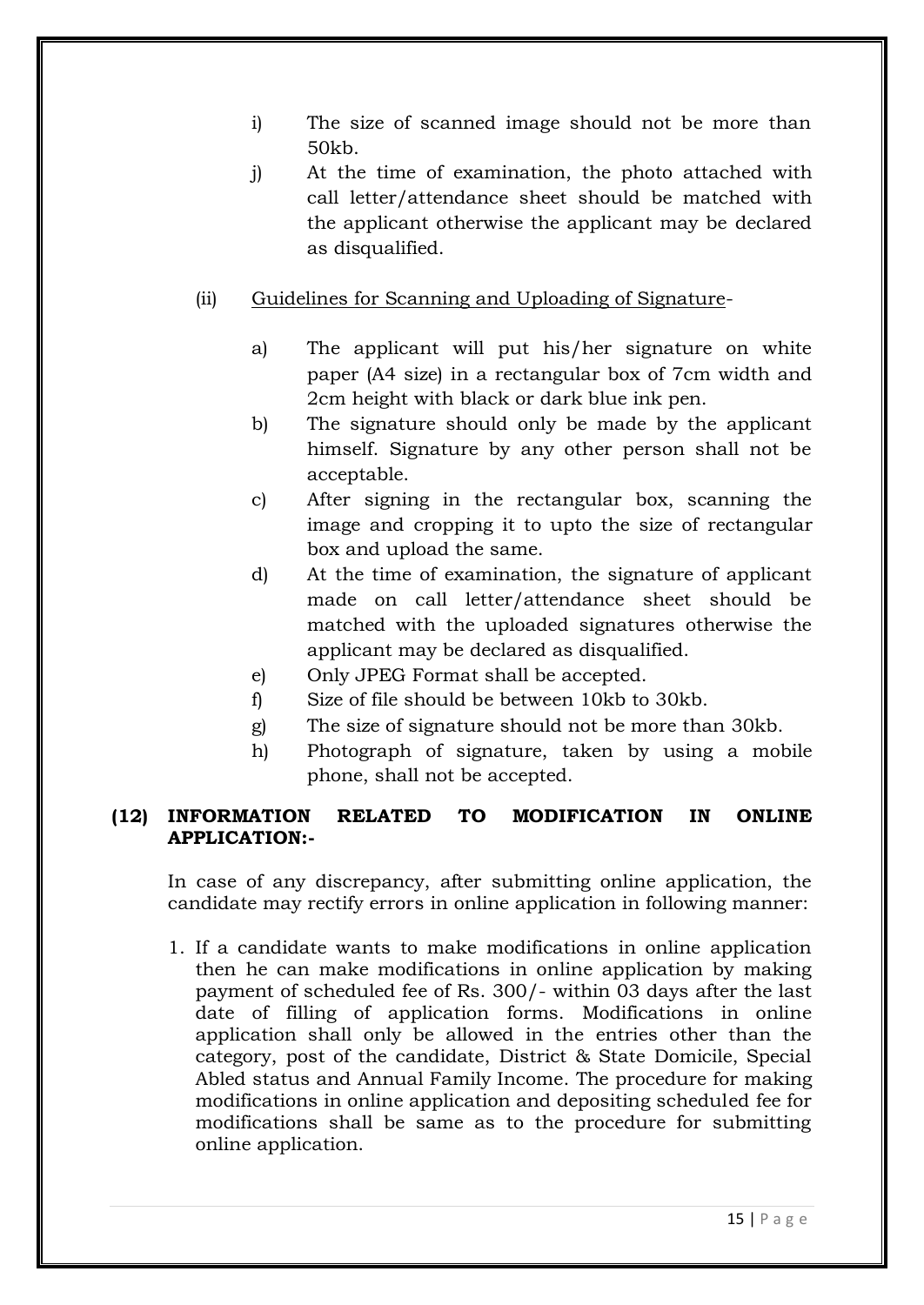i) The size of scanned image should not be more than 50kb.

j) At the time of examination, the photo attached with call letter/attendance sheet should be matched with the applicant otherwise the applicant may be declared as disqualified.

(ii) <u>Guidelines for Scanning and Uploading of Signature</u>-

a) The applicant will put his/her signature on white paper (A4 size) in a rectangular box of 7cm width and 2cm height with black or dark blue ink pen.

b) The signature should only be made by the applicant himself. Signature by any other person shall not be acceptable.

c) After signing in the rectangular box, scanning the image and cropping it to upto the size of rectangular box and upload the same.

d) At the time of examination, the signature of applicant made on call letter/attendance sheet should be matched with the uploaded signatures otherwise the applicant may be declared as disqualified.

e) Only JPEG Format shall be accepted.

f) Size of file should be between 10kb to 30kb.

g) The size of signature should not be more than 30kb.

h) Photograph of signature, taken by using a mobile phone, shall not be accepted.

### (12) INFORMATION RELATED TO MODIFICATION IN ONLINE APPLICATION:-

In case of any discrepancy, after submitting online application, the candidate may rectify errors in online application in following manner:

1. If a candidate wants to make modifications in online application then he can make modifications in online application by making payment of scheduled fee of Rs. 300/- within 03 days after the last date of filling of application forms. Modifications in online application shall only be allowed in the entries other than the category, post of the candidate, District & State Domicile, Special Abled status and Annual Family Income. The procedure for making modifications in online application and depositing scheduled fee for modifications shall be same as to the procedure for submitting online application.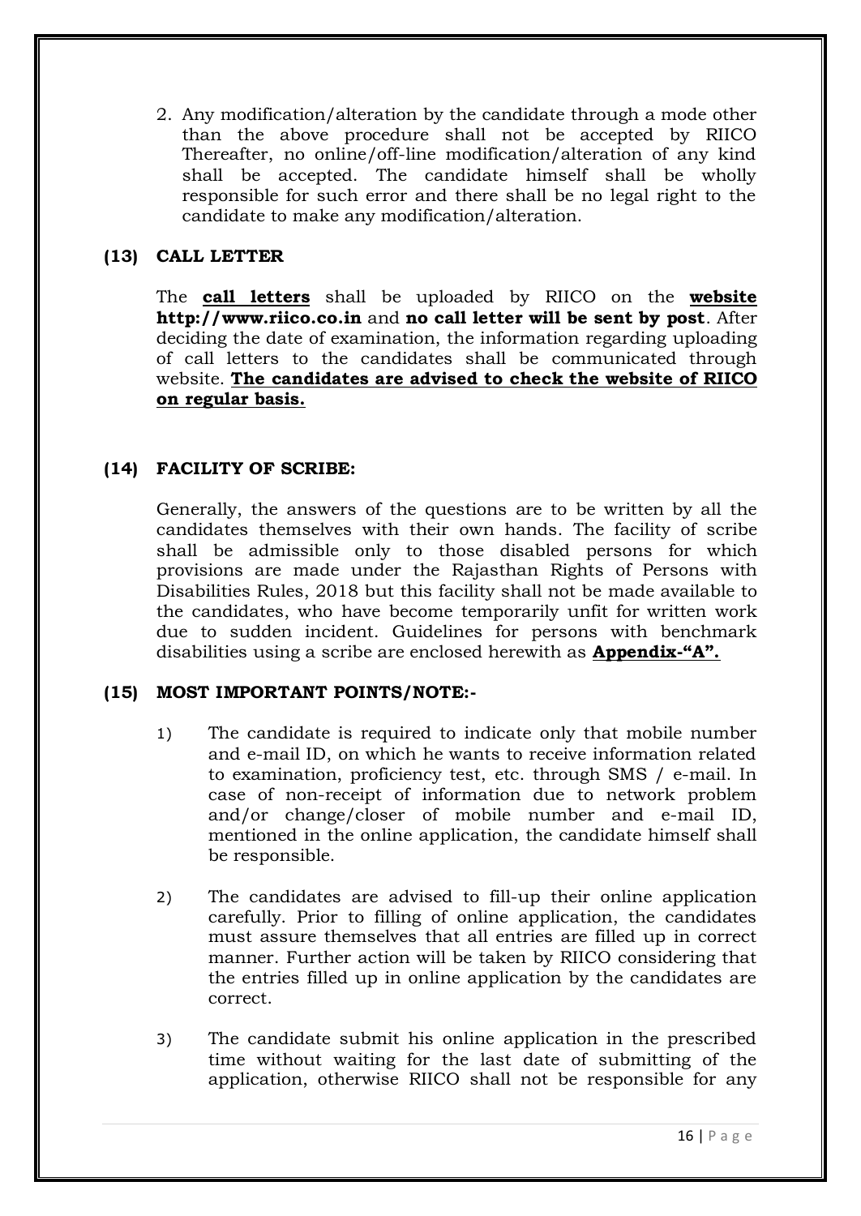2. Any modification/alteration by the candidate through a mode other than the above procedure shall not be accepted by RIICO Thereafter, no online/off-line modification/alteration of any kind shall be accepted. The candidate himself shall be wholly responsible for such error and there shall be no legal right to the candidate to make any modification/alteration.

### (13) CALL LETTER

The **call letters** shall be uploaded by RIICO on the **website http://www.riico.co.in** and **no call letter will be sent by post**. After deciding the date of examination, the information regarding uploading of call letters to the candidates shall be communicated through website. **The candidates are advised to check the website of RIICO on regular basis.**

### (14) FACILITY OF SCRIBE:

Generally, the answers of the questions are to be written by all the candidates themselves with their own hands. The facility of scribe shall be admissible only to those disabled persons for which provisions are made under the Rajasthan Rights of Persons with Disabilities Rules, 2018 but this facility shall not be made available to the candidates, who have become temporarily unfit for written work due to sudden incident. Guidelines for persons with benchmark disabilities using a scribe are enclosed herewith as **Appendix-"A".**

### (15) MOST IMPORTANT POINTS/NOTE:-

1) The candidate is required to indicate only that mobile number and e-mail ID, on which he wants to receive information related to examination, proficiency test, etc. through SMS / e-mail. In case of non-receipt of information due to network problem and/or change/closer of mobile number and e-mail ID, mentioned in the online application, the candidate himself shall be responsible.

2) The candidates are advised to fill-up their online application carefully. Prior to filling of online application, the candidates must assure themselves that all entries are filled up in correct manner. Further action will be taken by RIICO considering that the entries filled up in online application by the candidates are correct.

3) The candidate submit his online application in the prescribed time without waiting for the last date of submitting of the application, otherwise RIICO shall not be responsible for any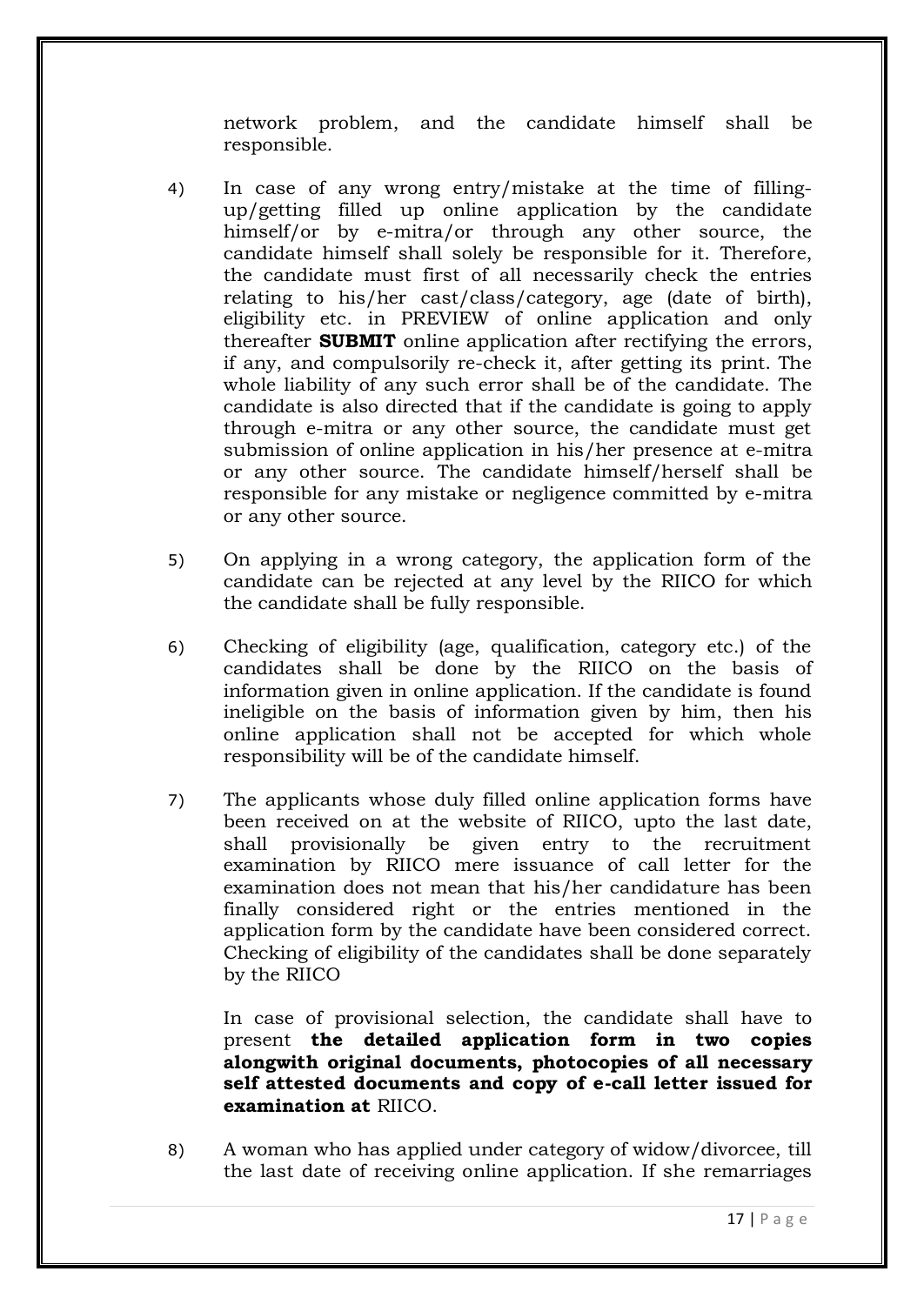network problem, and the candidate himself shall be responsible.

4) In case of any wrong entry/mistake at the time of filling-up/getting filled up online application by the candidate himself/or by e-mitra/or through any other source, the candidate himself shall solely be responsible for it. Therefore, the candidate must first of all necessarily check the entries relating to his/her cast/class/category, age (date of birth), eligibility etc. in PREVIEW of online application and only thereafter **SUBMIT** online application after rectifying the errors, if any, and compulsorily re-check it, after getting its print. The whole liability of any such error shall be of the candidate. The candidate is also directed that if the candidate is going to apply through e-mitra or any other source, the candidate must get submission of online application in his/her presence at e-mitra or any other source. The candidate himself/herself shall be responsible for any mistake or negligence committed by e-mitra or any other source.

5) On applying in a wrong category, the application form of the candidate can be rejected at any level by the RIICO for which the candidate shall be fully responsible.

6) Checking of eligibility (age, qualification, category etc.) of the candidates shall be done by the RIICO on the basis of information given in online application. If the candidate is found ineligible on the basis of information given by him, then his online application shall not be accepted for which whole responsibility will be of the candidate himself.

7) The applicants whose duly filled online application forms have been received on at the website of RIICO, upto the last date, shall provisionally be given entry to the recruitment examination by RIICO mere issuance of call letter for the examination does not mean that his/her candidature has been finally considered right or the entries mentioned in the application form by the candidate have been considered correct. Checking of eligibility of the candidates shall be done separately by the RIICO

   In case of provisional selection, the candidate shall have to present **the detailed application form in two copies alongwith original documents, photocopies of all necessary self attested documents and copy of e-call letter issued for examination at** RIICO.

8) A woman who has applied under category of widow/divorcee, till the last date of receiving online application. If she remarriages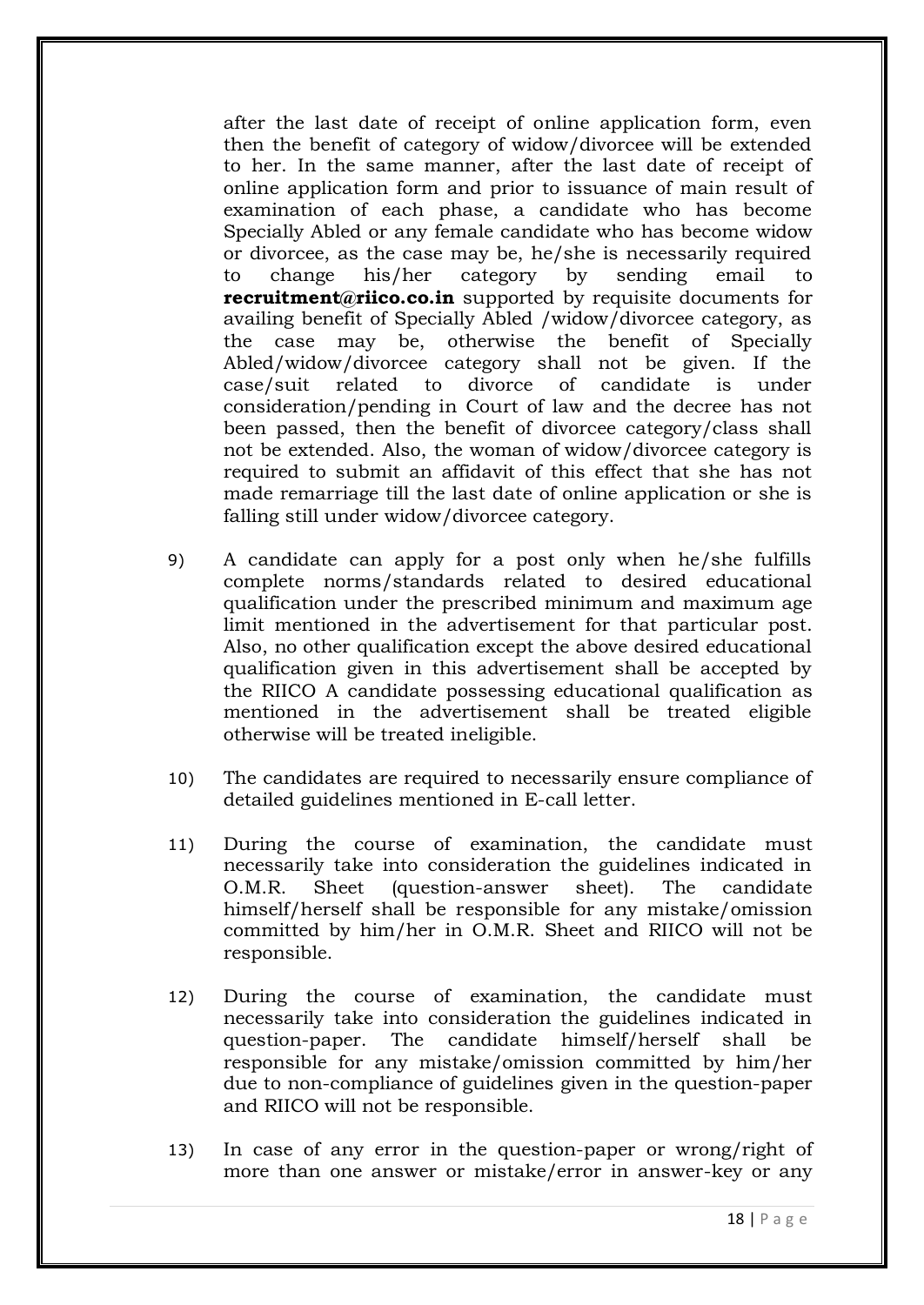after the last date of receipt of online application form, even then the benefit of category of widow/divorcee will be extended to her. In the same manner, after the last date of receipt of online application form and prior to issuance of main result of examination of each phase, a candidate who has become Specially Abled or any female candidate who has become widow or divorcee, as the case may be, he/she is necessarily required to change his/her category by sending email to **recruitment@riico.co.in** supported by requisite documents for availing benefit of Specially Abled /widow/divorcee category, as the case may be, otherwise the benefit of Specially Abled/widow/divorcee category shall not be given. If the case/suit related to divorce of candidate is under consideration/pending in Court of law and the decree has not been passed, then the benefit of divorcee category/class shall not be extended. Also, the woman of widow/divorcee category is required to submit an affidavit of this effect that she has not made remarriage till the last date of online application or she is falling still under widow/divorcee category.

9) A candidate can apply for a post only when he/she fulfills complete norms/standards related to desired educational qualification under the prescribed minimum and maximum age limit mentioned in the advertisement for that particular post. Also, no other qualification except the above desired educational qualification given in this advertisement shall be accepted by the RIICO A candidate possessing educational qualification as mentioned in the advertisement shall be treated eligible otherwise will be treated ineligible.

10) The candidates are required to necessarily ensure compliance of detailed guidelines mentioned in E-call letter.

11) During the course of examination, the candidate must necessarily take into consideration the guidelines indicated in O.M.R. Sheet (question-answer sheet). The candidate himself/herself shall be responsible for any mistake/omission committed by him/her in O.M.R. Sheet and RIICO will not be responsible.

12) During the course of examination, the candidate must necessarily take into consideration the guidelines indicated in question-paper. The candidate himself/herself shall be responsible for any mistake/omission committed by him/her due to non-compliance of guidelines given in the question-paper and RIICO will not be responsible.

13) In case of any error in the question-paper or wrong/right of more than one answer or mistake/error in answer-key or any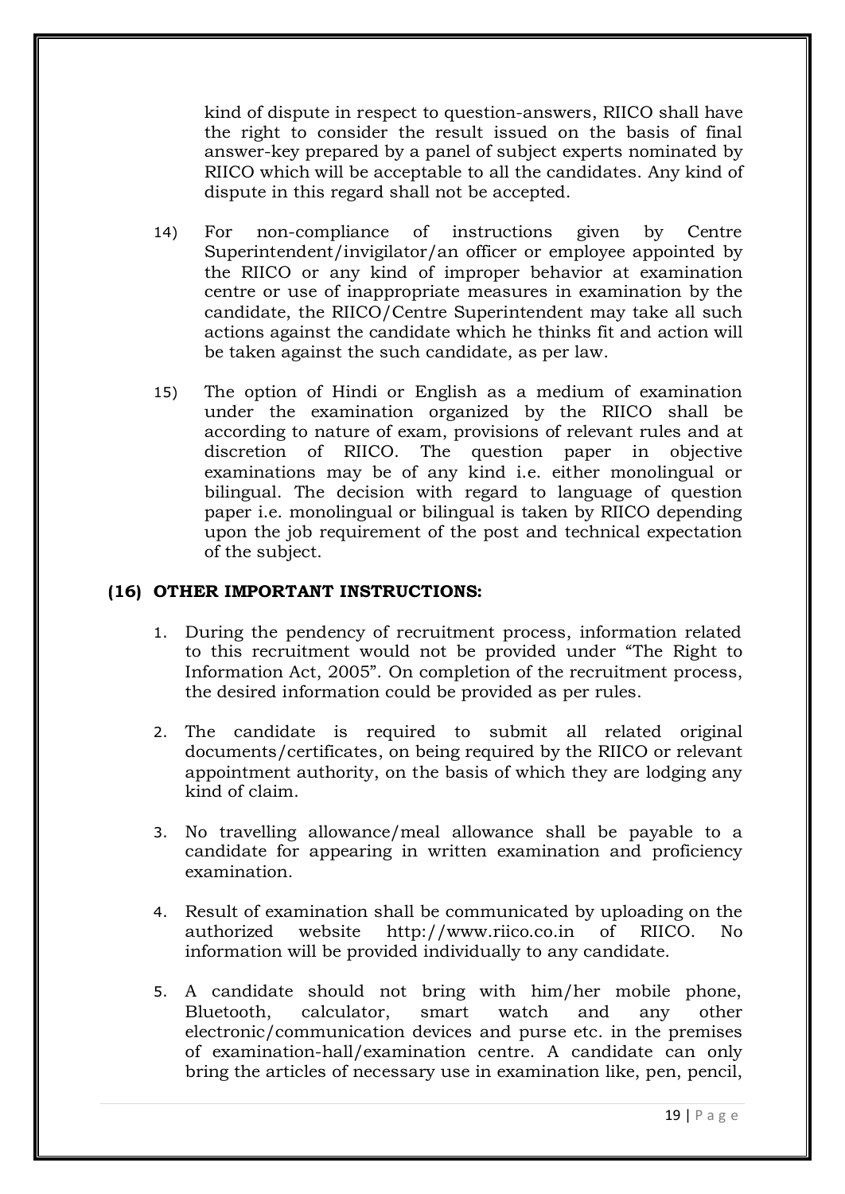kind of dispute in respect to question-answers, RIICO shall have the right to consider the result issued on the basis of final answer-key prepared by a panel of subject experts nominated by RIICO which will be acceptable to all the candidates. Any kind of dispute in this regard shall not be accepted.

14) For non-compliance of instructions given by Centre Superintendent/invigilator/an officer or employee appointed by the RIICO or any kind of improper behavior at examination centre or use of inappropriate measures in examination by the candidate, the RIICO/Centre Superintendent may take all such actions against the candidate which he thinks fit and action will be taken against the such candidate, as per law.

15) The option of Hindi or English as a medium of examination under the examination organized by the RIICO shall be according to nature of exam, provisions of relevant rules and at discretion of RIICO. The question paper in objective examinations may be of any kind i.e. either monolingual or bilingual. The decision with regard to language of question paper i.e. monolingual or bilingual is taken by RIICO depending upon the job requirement of the post and technical expectation of the subject.

## (16) OTHER IMPORTANT INSTRUCTIONS:

1. During the pendency of recruitment process, information related to this recruitment would not be provided under "The Right to Information Act, 2005". On completion of the recruitment process, the desired information could be provided as per rules.

2. The candidate is required to submit all related original documents/certificates, on being required by the RIICO or relevant appointment authority, on the basis of which they are lodging any kind of claim.

3. No travelling allowance/meal allowance shall be payable to a candidate for appearing in written examination and proficiency examination.

4. Result of examination shall be communicated by uploading on the authorized website http://www.riico.co.in of RIICO. No information will be provided individually to any candidate.

5. A candidate should not bring with him/her mobile phone, Bluetooth, calculator, smart watch and any other electronic/communication devices and purse etc. in the premises of examination-hall/examination centre. A candidate can only bring the articles of necessary use in examination like, pen, pencil,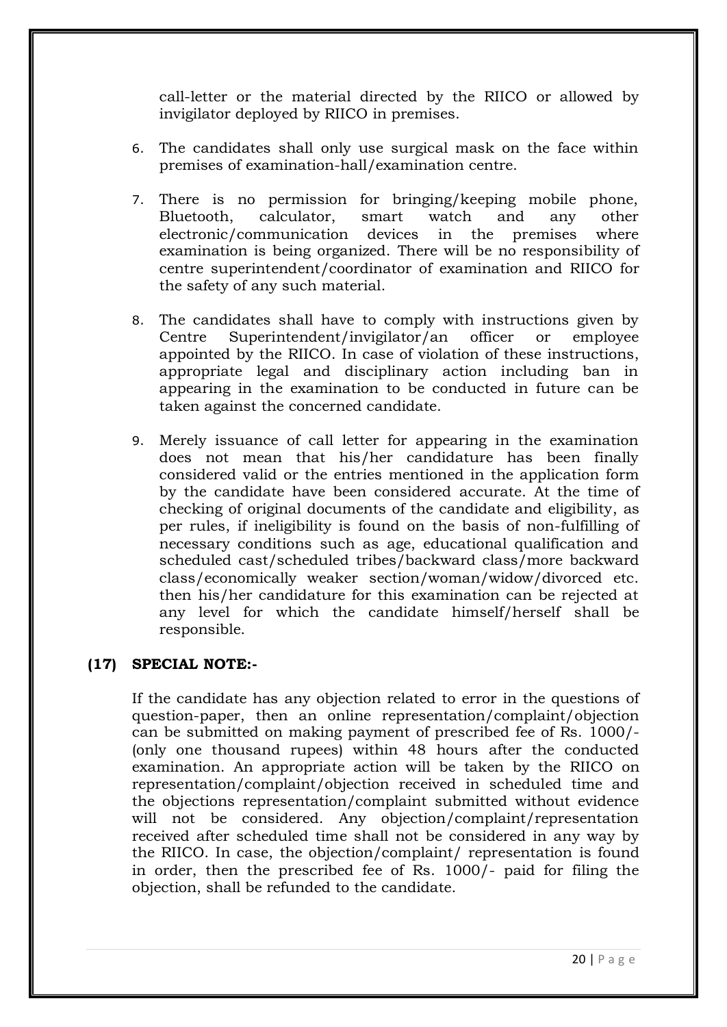call-letter or the material directed by the RIICO or allowed by invigilator deployed by RIICO in premises.

6. The candidates shall only use surgical mask on the face within premises of examination-hall/examination centre.

7. There is no permission for bringing/keeping mobile phone, Bluetooth, calculator, smart watch and any other electronic/communication devices in the premises where examination is being organized. There will be no responsibility of centre superintendent/coordinator of examination and RIICO for the safety of any such material.

8. The candidates shall have to comply with instructions given by Centre Superintendent/invigilator/an officer or employee appointed by the RIICO. In case of violation of these instructions, appropriate legal and disciplinary action including ban in appearing in the examination to be conducted in future can be taken against the concerned candidate.

9. Merely issuance of call letter for appearing in the examination does not mean that his/her candidature has been finally considered valid or the entries mentioned in the application form by the candidate have been considered accurate. At the time of checking of original documents of the candidate and eligibility, as per rules, if ineligibility is found on the basis of non-fulfilling of necessary conditions such as age, educational qualification and scheduled cast/scheduled tribes/backward class/more backward class/economically weaker section/woman/widow/divorced etc. then his/her candidature for this examination can be rejected at any level for which the candidate himself/herself shall be responsible.

### (17) SPECIAL NOTE:-

If the candidate has any objection related to error in the questions of question-paper, then an online representation/complaint/objection can be submitted on making payment of prescribed fee of Rs. 1000/- (only one thousand rupees) within 48 hours after the conducted examination. An appropriate action will be taken by the RIICO on representation/complaint/objection received in scheduled time and the objections representation/complaint submitted without evidence will not be considered. Any objection/complaint/representation received after scheduled time shall not be considered in any way by the RIICO. In case, the objection/complaint/ representation is found in order, then the prescribed fee of Rs. 1000/- paid for filing the objection, shall be refunded to the candidate.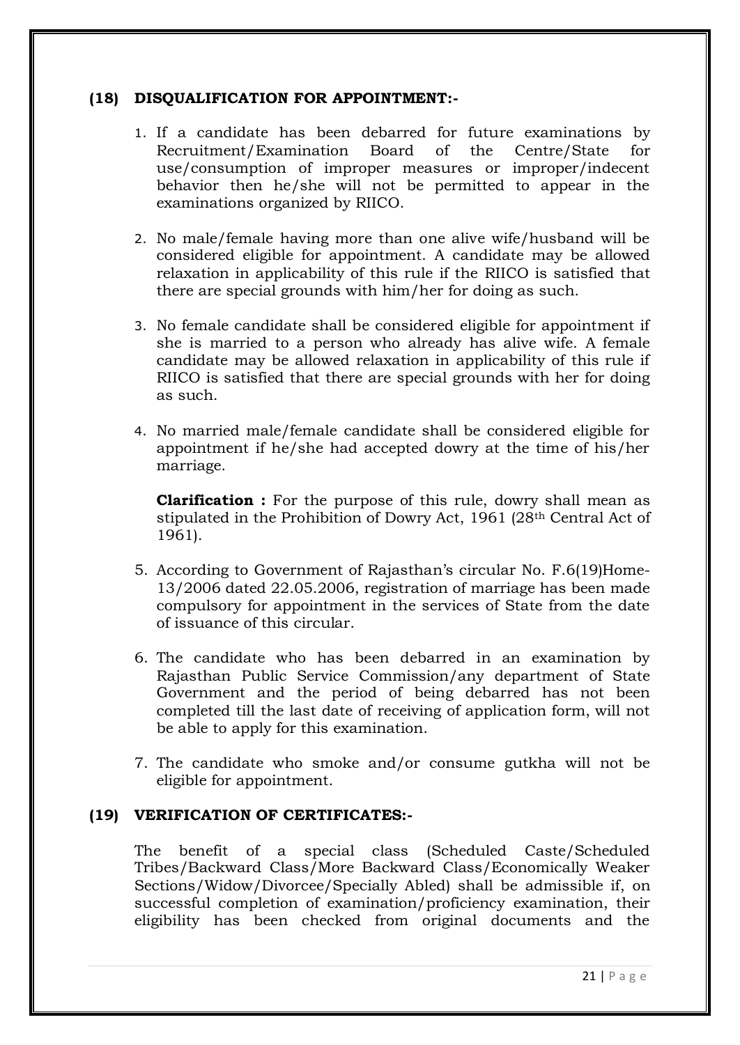## (18) DISQUALIFICATION FOR APPOINTMENT:-

1. If a candidate has been debarred for future examinations by Recruitment/Examination Board of the Centre/State for use/consumption of improper measures or improper/indecent behavior then he/she will not be permitted to appear in the examinations organized by RIICO.

2. No male/female having more than one alive wife/husband will be considered eligible for appointment. A candidate may be allowed relaxation in applicability of this rule if the RIICO is satisfied that there are special grounds with him/her for doing as such.

3. No female candidate shall be considered eligible for appointment if she is married to a person who already has alive wife. A female candidate may be allowed relaxation in applicability of this rule if RIICO is satisfied that there are special grounds with her for doing as such.

4. No married male/female candidate shall be considered eligible for appointment if he/she had accepted dowry at the time of his/her marriage.

   **Clarification :** For the purpose of this rule, dowry shall mean as stipulated in the Prohibition of Dowry Act, 1961 (28th Central Act of 1961).

5. According to Government of Rajasthan's circular No. F.6(19)Home-13/2006 dated 22.05.2006, registration of marriage has been made compulsory for appointment in the services of State from the date of issuance of this circular.

6. The candidate who has been debarred in an examination by Rajasthan Public Service Commission/any department of State Government and the period of being debarred has not been completed till the last date of receiving of application form, will not be able to apply for this examination.

7. The candidate who smoke and/or consume gutkha will not be eligible for appointment.

## (19) VERIFICATION OF CERTIFICATES:-

The benefit of a special class (Scheduled Caste/Scheduled Tribes/Backward Class/More Backward Class/Economically Weaker Sections/Widow/Divorcee/Specially Abled) shall be admissible if, on successful completion of examination/proficiency examination, their eligibility has been checked from original documents and the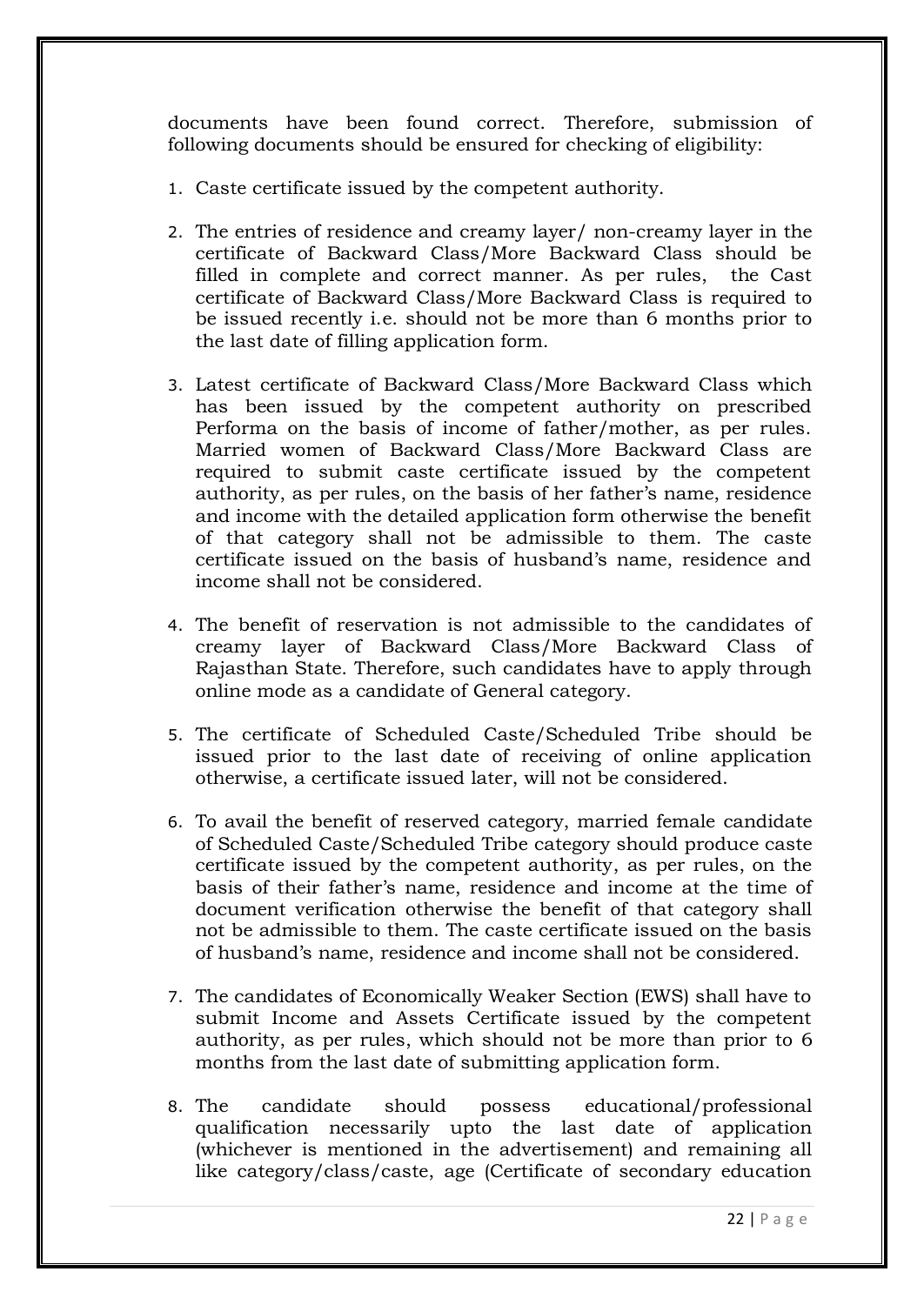documents have been found correct. Therefore, submission of following documents should be ensured for checking of eligibility:

1. Caste certificate issued by the competent authority.

2. The entries of residence and creamy layer/ non-creamy layer in the certificate of Backward Class/More Backward Class should be filled in complete and correct manner. As per rules, the Cast certificate of Backward Class/More Backward Class is required to be issued recently i.e. should not be more than 6 months prior to the last date of filling application form.

3. Latest certificate of Backward Class/More Backward Class which has been issued by the competent authority on prescribed Performa on the basis of income of father/mother, as per rules. Married women of Backward Class/More Backward Class are required to submit caste certificate issued by the competent authority, as per rules, on the basis of her father's name, residence and income with the detailed application form otherwise the benefit of that category shall not be admissible to them. The caste certificate issued on the basis of husband's name, residence and income shall not be considered.

4. The benefit of reservation is not admissible to the candidates of creamy layer of Backward Class/More Backward Class of Rajasthan State. Therefore, such candidates have to apply through online mode as a candidate of General category.

5. The certificate of Scheduled Caste/Scheduled Tribe should be issued prior to the last date of receiving of online application otherwise, a certificate issued later, will not be considered.

6. To avail the benefit of reserved category, married female candidate of Scheduled Caste/Scheduled Tribe category should produce caste certificate issued by the competent authority, as per rules, on the basis of their father's name, residence and income at the time of document verification otherwise the benefit of that category shall not be admissible to them. The caste certificate issued on the basis of husband's name, residence and income shall not be considered.

7. The candidates of Economically Weaker Section (EWS) shall have to submit Income and Assets Certificate issued by the competent authority, as per rules, which should not be more than prior to 6 months from the last date of submitting application form.

8. The candidate should possess educational/professional qualification necessarily upto the last date of application (whichever is mentioned in the advertisement) and remaining all like category/class/caste, age (Certificate of secondary education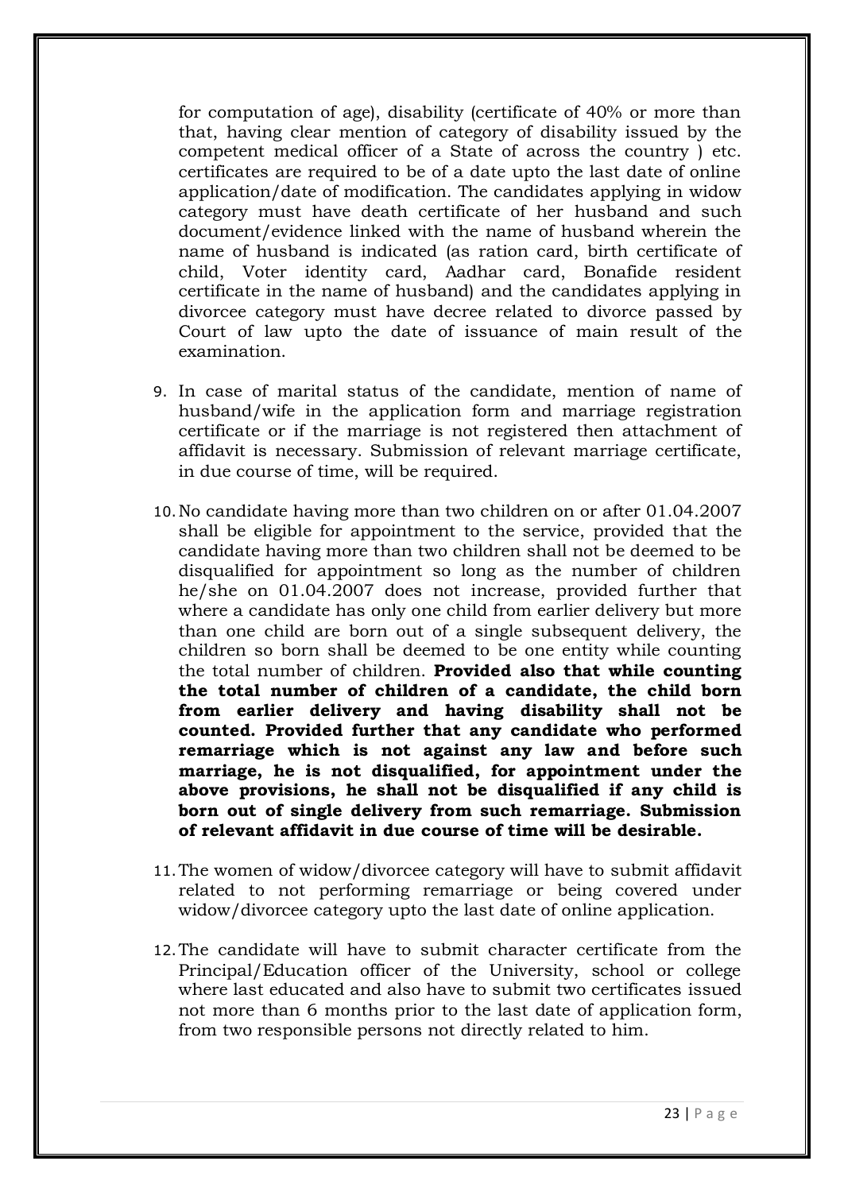for computation of age), disability (certificate of 40% or more than that, having clear mention of category of disability issued by the competent medical officer of a State of across the country ) etc. certificates are required to be of a date upto the last date of online application/date of modification. The candidates applying in widow category must have death certificate of her husband and such document/evidence linked with the name of husband wherein the name of husband is indicated (as ration card, birth certificate of child, Voter identity card, Aadhar card, Bonafide resident certificate in the name of husband) and the candidates applying in divorcee category must have decree related to divorce passed by Court of law upto the date of issuance of main result of the examination.

9. In case of marital status of the candidate, mention of name of husband/wife in the application form and marriage registration certificate or if the marriage is not registered then attachment of affidavit is necessary. Submission of relevant marriage certificate, in due course of time, will be required.

10. No candidate having more than two children on or after 01.04.2007 shall be eligible for appointment to the service, provided that the candidate having more than two children shall not be deemed to be disqualified for appointment so long as the number of children he/she on 01.04.2007 does not increase, provided further that where a candidate has only one child from earlier delivery but more than one child are born out of a single subsequent delivery, the children so born shall be deemed to be one entity while counting the total number of children. **Provided also that while counting the total number of children of a candidate, the child born from earlier delivery and having disability shall not be counted. Provided further that any candidate who performed remarriage which is not against any law and before such marriage, he is not disqualified, for appointment under the above provisions, he shall not be disqualified if any child is born out of single delivery from such remarriage. Submission of relevant affidavit in due course of time will be desirable.**

11. The women of widow/divorcee category will have to submit affidavit related to not performing remarriage or being covered under widow/divorcee category upto the last date of online application.

12. The candidate will have to submit character certificate from the Principal/Education officer of the University, school or college where last educated and also have to submit two certificates issued not more than 6 months prior to the last date of application form, from two responsible persons not directly related to him.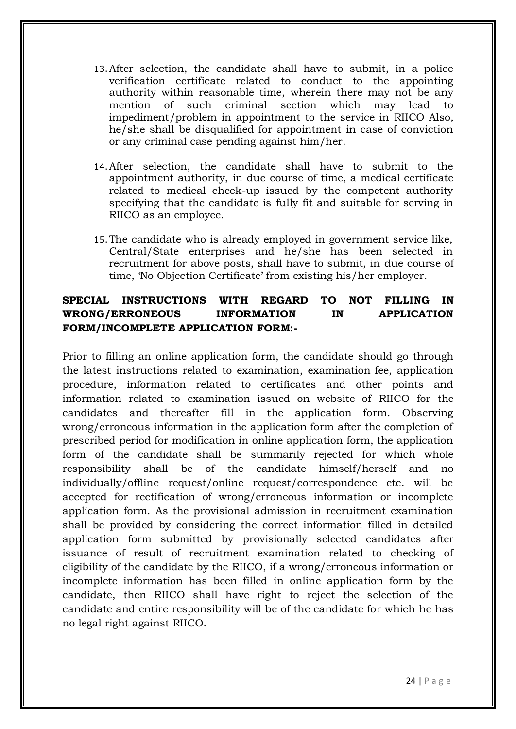13. After selection, the candidate shall have to submit, in a police verification certificate related to conduct to the appointing authority within reasonable time, wherein there may not be any mention of such criminal section which may lead to impediment/problem in appointment to the service in RIICO Also, he/she shall be disqualified for appointment in case of conviction or any criminal case pending against him/her.

14. After selection, the candidate shall have to submit to the appointment authority, in due course of time, a medical certificate related to medical check-up issued by the competent authority specifying that the candidate is fully fit and suitable for serving in RIICO as an employee.

15. The candidate who is already employed in government service like, Central/State enterprises and he/she has been selected in recruitment for above posts, shall have to submit, in due course of time, 'No Objection Certificate' from existing his/her employer.

**SPECIAL INSTRUCTIONS WITH REGARD TO NOT FILLING IN WRONG/ERRONEOUS INFORMATION IN APPLICATION FORM/INCOMPLETE APPLICATION FORM:-**

Prior to filling an online application form, the candidate should go through the latest instructions related to examination, examination fee, application procedure, information related to certificates and other points and information related to examination issued on website of RIICO for the candidates and thereafter fill in the application form. Observing wrong/erroneous information in the application form after the completion of prescribed period for modification in online application form, the application form of the candidate shall be summarily rejected for which whole responsibility shall be of the candidate himself/herself and no individually/offline request/online request/correspondence etc. will be accepted for rectification of wrong/erroneous information or incomplete application form. As the provisional admission in recruitment examination shall be provided by considering the correct information filled in detailed application form submitted by provisionally selected candidates after issuance of result of recruitment examination related to checking of eligibility of the candidate by the RIICO, if a wrong/erroneous information or incomplete information has been filled in online application form by the candidate, then RIICO shall have right to reject the selection of the candidate and entire responsibility will be of the candidate for which he has no legal right against RIICO.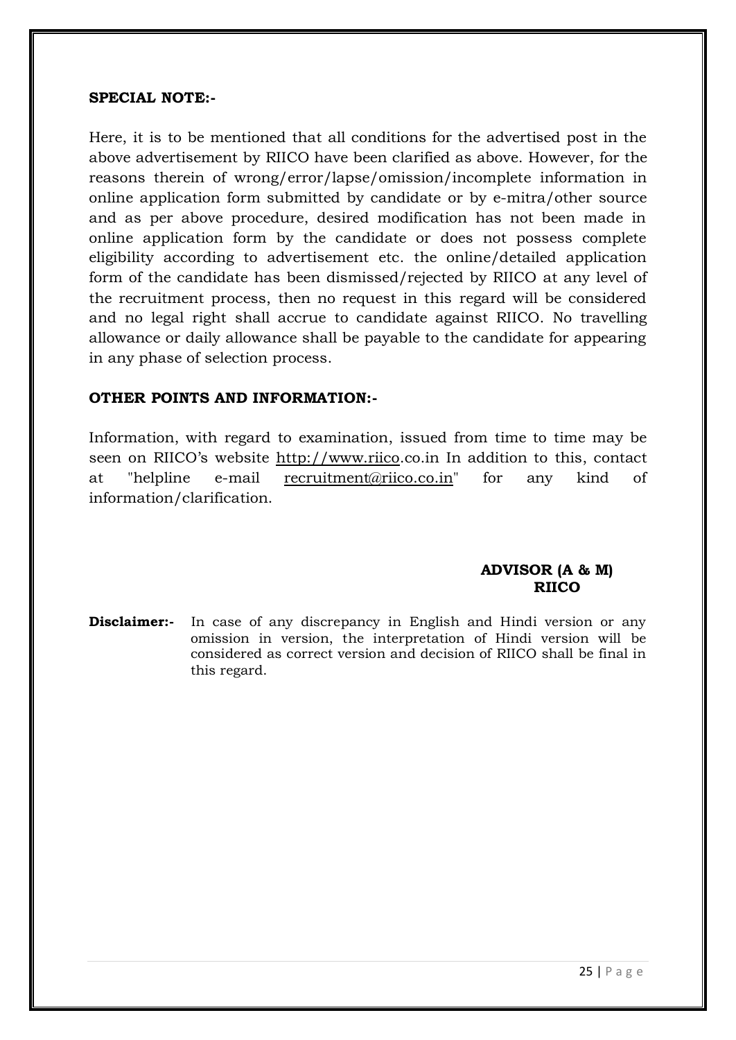**SPECIAL NOTE:-**

Here, it is to be mentioned that all conditions for the advertised post in the above advertisement by RIICO have been clarified as above. However, for the reasons therein of wrong/error/lapse/omission/incomplete information in online application form submitted by candidate or by e-mitra/other source and as per above procedure, desired modification has not been made in online application form by the candidate or does not possess complete eligibility according to advertisement etc. the online/detailed application form of the candidate has been dismissed/rejected by RIICO at any level of the recruitment process, then no request in this regard will be considered and no legal right shall accrue to candidate against RIICO. No travelling allowance or daily allowance shall be payable to the candidate for appearing in any phase of selection process.

**OTHER POINTS AND INFORMATION:-**

Information, with regard to examination, issued from time to time may be seen on RIICO's website http://www.riico.co.in In addition to this, contact at "helpline e-mail recruitment@riico.co.in" for any kind of information/clarification.

**ADVISOR (A & M)**
**RIICO**

**Disclaimer:-** In case of any discrepancy in English and Hindi version or any omission in version, the interpretation of Hindi version will be considered as correct version and decision of RIICO shall be final in this regard.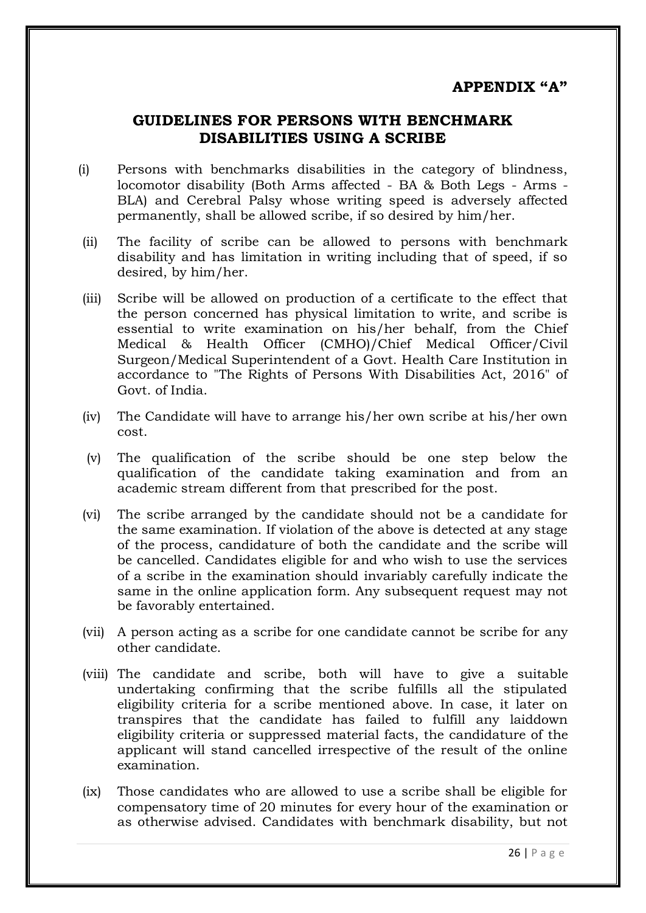**APPENDIX "A"**

## GUIDELINES FOR PERSONS WITH BENCHMARK DISABILITIES USING A SCRIBE

(i) Persons with benchmarks disabilities in the category of blindness, locomotor disability (Both Arms affected - BA & Both Legs - Arms - BLA) and Cerebral Palsy whose writing speed is adversely affected permanently, shall be allowed scribe, if so desired by him/her.

(ii) The facility of scribe can be allowed to persons with benchmark disability and has limitation in writing including that of speed, if so desired, by him/her.

(iii) Scribe will be allowed on production of a certificate to the effect that the person concerned has physical limitation to write, and scribe is essential to write examination on his/her behalf, from the Chief Medical & Health Officer (CMHO)/Chief Medical Officer/Civil Surgeon/Medical Superintendent of a Govt. Health Care Institution in accordance to "The Rights of Persons With Disabilities Act, 2016" of Govt. of India.

(iv) The Candidate will have to arrange his/her own scribe at his/her own cost.

(v) The qualification of the scribe should be one step below the qualification of the candidate taking examination and from an academic stream different from that prescribed for the post.

(vi) The scribe arranged by the candidate should not be a candidate for the same examination. If violation of the above is detected at any stage of the process, candidature of both the candidate and the scribe will be cancelled. Candidates eligible for and who wish to use the services of a scribe in the examination should invariably carefully indicate the same in the online application form. Any subsequent request may not be favorably entertained.

(vii) A person acting as a scribe for one candidate cannot be scribe for any other candidate.

(viii) The candidate and scribe, both will have to give a suitable undertaking confirming that the scribe fulfills all the stipulated eligibility criteria for a scribe mentioned above. In case, it later on transpires that the candidate has failed to fulfill any laiddown eligibility criteria or suppressed material facts, the candidature of the applicant will stand cancelled irrespective of the result of the online examination.

(ix) Those candidates who are allowed to use a scribe shall be eligible for compensatory time of 20 minutes for every hour of the examination or as otherwise advised. Candidates with benchmark disability, but not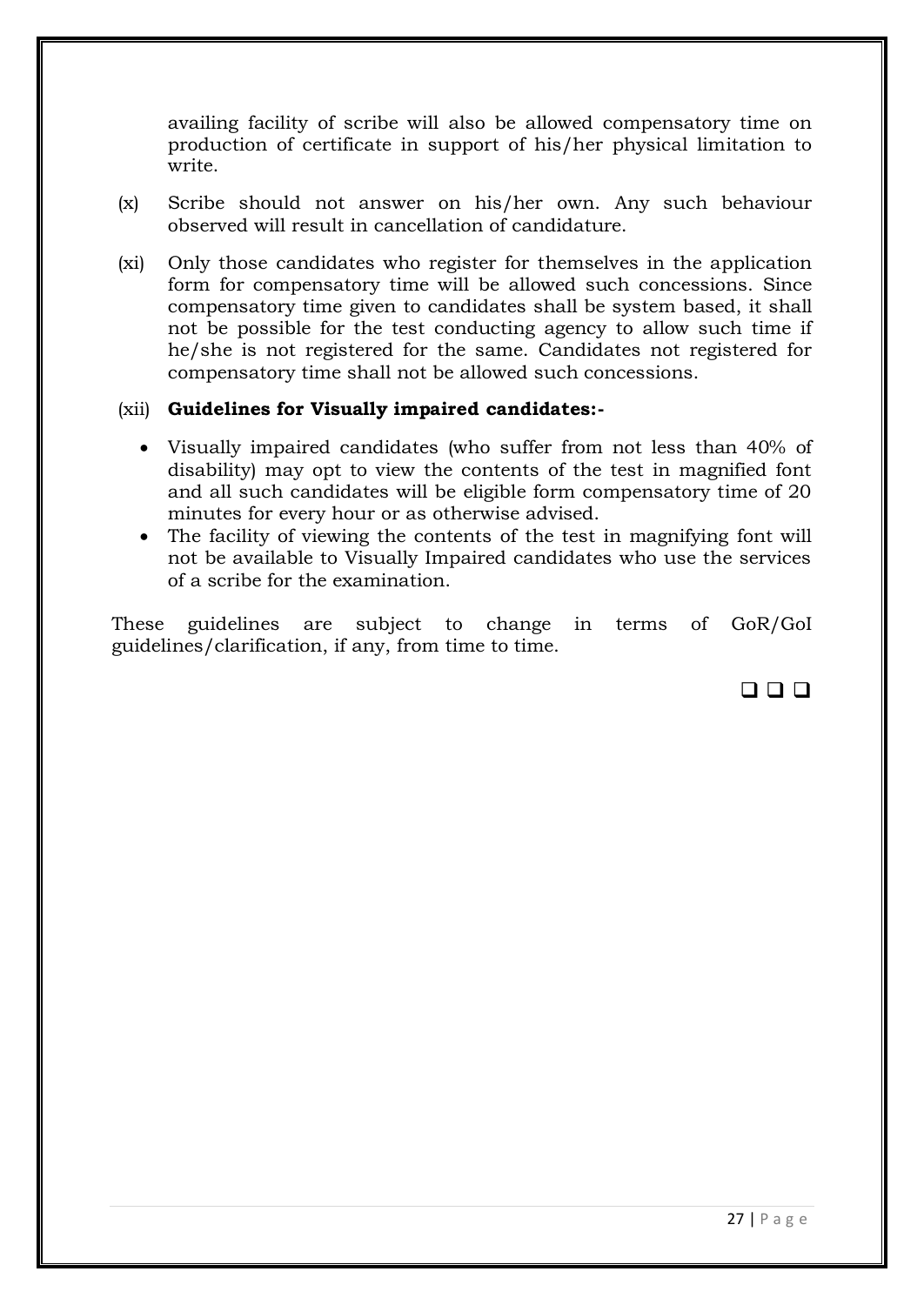availing facility of scribe will also be allowed compensatory time on production of certificate in support of his/her physical limitation to write.

(x) Scribe should not answer on his/her own. Any such behaviour observed will result in cancellation of candidature.

(xi) Only those candidates who register for themselves in the application form for compensatory time will be allowed such concessions. Since compensatory time given to candidates shall be system based, it shall not be possible for the test conducting agency to allow such time if he/she is not registered for the same. Candidates not registered for compensatory time shall not be allowed such concessions.

(xii) **Guidelines for Visually impaired candidates:-**

- Visually impaired candidates (who suffer from not less than 40% of disability) may opt to view the contents of the test in magnified font and all such candidates will be eligible form compensatory time of 20 minutes for every hour or as otherwise advised.
- The facility of viewing the contents of the test in magnifying font will not be available to Visually Impaired candidates who use the services of a scribe for the examination.

These guidelines are subject to change in terms of GoR/GoI guidelines/clarification, if any, from time to time.

❑ ❑ ❑